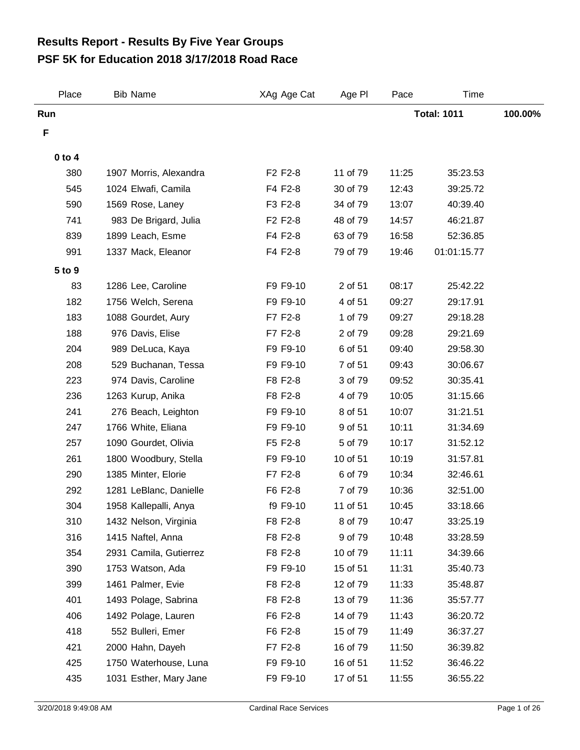# Results Report - Results By Five Year Groups
# PSF 5K for Education 2018 3/17/2018 Road Race

| Place | Bib | Name | XAg | Age Cat | Age Pl | Pace | Time | |
|---|---|---|---|---|---|---|---|---|
| **Run** | | | | | | | **Total: 1011** | **100.00%** |
| **F** | | | | | | | | |
| **0 to 4** | | | | | | | | |
| 380 | 1907 | Morris, Alexandra | F2 | F2-8 | 11 of 79 | 11:25 | 35:23.53 | |
| 545 | 1024 | Elwafi, Camila | F4 | F2-8 | 30 of 79 | 12:43 | 39:25.72 | |
| 590 | 1569 | Rose, Laney | F3 | F2-8 | 34 of 79 | 13:07 | 40:39.40 | |
| 741 | 983 | De Brigard, Julia | F2 | F2-8 | 48 of 79 | 14:57 | 46:21.87 | |
| 839 | 1899 | Leach, Esme | F4 | F2-8 | 63 of 79 | 16:58 | 52:36.85 | |
| 991 | 1337 | Mack, Eleanor | F4 | F2-8 | 79 of 79 | 19:46 | 01:01:15.77 | |
| **5 to 9** | | | | | | | | |
| 83 | 1286 | Lee, Caroline | F9 | F9-10 | 2 of 51 | 08:17 | 25:42.22 | |
| 182 | 1756 | Welch, Serena | F9 | F9-10 | 4 of 51 | 09:27 | 29:17.91 | |
| 183 | 1088 | Gourdet, Aury | F7 | F2-8 | 1 of 79 | 09:27 | 29:18.28 | |
| 188 | 976 | Davis, Elise | F7 | F2-8 | 2 of 79 | 09:28 | 29:21.69 | |
| 204 | 989 | DeLuca, Kaya | F9 | F9-10 | 6 of 51 | 09:40 | 29:58.30 | |
| 208 | 529 | Buchanan, Tessa | F9 | F9-10 | 7 of 51 | 09:43 | 30:06.67 | |
| 223 | 974 | Davis, Caroline | F8 | F2-8 | 3 of 79 | 09:52 | 30:35.41 | |
| 236 | 1263 | Kurup, Anika | F8 | F2-8 | 4 of 79 | 10:05 | 31:15.66 | |
| 241 | 276 | Beach, Leighton | F9 | F9-10 | 8 of 51 | 10:07 | 31:21.51 | |
| 247 | 1766 | White, Eliana | F9 | F9-10 | 9 of 51 | 10:11 | 31:34.69 | |
| 257 | 1090 | Gourdet, Olivia | F5 | F2-8 | 5 of 79 | 10:17 | 31:52.12 | |
| 261 | 1800 | Woodbury, Stella | F9 | F9-10 | 10 of 51 | 10:19 | 31:57.81 | |
| 290 | 1385 | Minter, Elorie | F7 | F2-8 | 6 of 79 | 10:34 | 32:46.61 | |
| 292 | 1281 | LeBlanc, Danielle | F6 | F2-8 | 7 of 79 | 10:36 | 32:51.00 | |
| 304 | 1958 | Kallepalli, Anya | f9 | F9-10 | 11 of 51 | 10:45 | 33:18.66 | |
| 310 | 1432 | Nelson, Virginia | F8 | F2-8 | 8 of 79 | 10:47 | 33:25.19 | |
| 316 | 1415 | Naftel, Anna | F8 | F2-8 | 9 of 79 | 10:48 | 33:28.59 | |
| 354 | 2931 | Camila, Gutierrez | F8 | F2-8 | 10 of 79 | 11:11 | 34:39.66 | |
| 390 | 1753 | Watson, Ada | F9 | F9-10 | 15 of 51 | 11:31 | 35:40.73 | |
| 399 | 1461 | Palmer, Evie | F8 | F2-8 | 12 of 79 | 11:33 | 35:48.87 | |
| 401 | 1493 | Polage, Sabrina | F8 | F2-8 | 13 of 79 | 11:36 | 35:57.77 | |
| 406 | 1492 | Polage, Lauren | F6 | F2-8 | 14 of 79 | 11:43 | 36:20.72 | |
| 418 | 552 | Bulleri, Emer | F6 | F2-8 | 15 of 79 | 11:49 | 36:37.27 | |
| 421 | 2000 | Hahn, Dayeh | F7 | F2-8 | 16 of 79 | 11:50 | 36:39.82 | |
| 425 | 1750 | Waterhouse, Luna | F9 | F9-10 | 16 of 51 | 11:52 | 36:46.22 | |
| 435 | 1031 | Esther, Mary Jane | F9 | F9-10 | 17 of 51 | 11:55 | 36:55.22 | |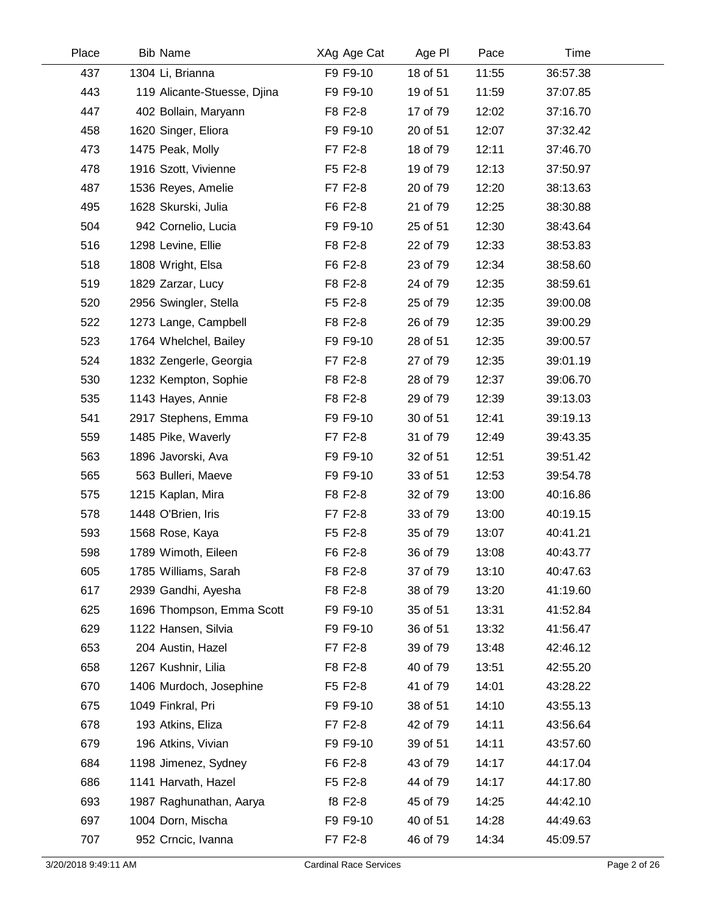| Place | Bib | Name | XAg | Age Cat | Age Pl | Pace | Time |
|---|---|---|---|---|---|---|---|
| 437 | 1304 | Li, Brianna | F9 | F9-10 | 18 of 51 | 11:55 | 36:57.38 |
| 443 | 119 | Alicante-Stuesse, Djina | F9 | F9-10 | 19 of 51 | 11:59 | 37:07.85 |
| 447 | 402 | Bollain, Maryann | F8 | F2-8 | 17 of 79 | 12:02 | 37:16.70 |
| 458 | 1620 | Singer, Eliora | F9 | F9-10 | 20 of 51 | 12:07 | 37:32.42 |
| 473 | 1475 | Peak, Molly | F7 | F2-8 | 18 of 79 | 12:11 | 37:46.70 |
| 478 | 1916 | Szott, Vivienne | F5 | F2-8 | 19 of 79 | 12:13 | 37:50.97 |
| 487 | 1536 | Reyes, Amelie | F7 | F2-8 | 20 of 79 | 12:20 | 38:13.63 |
| 495 | 1628 | Skurski, Julia | F6 | F2-8 | 21 of 79 | 12:25 | 38:30.88 |
| 504 | 942 | Cornelio, Lucia | F9 | F9-10 | 25 of 51 | 12:30 | 38:43.64 |
| 516 | 1298 | Levine, Ellie | F8 | F2-8 | 22 of 79 | 12:33 | 38:53.83 |
| 518 | 1808 | Wright, Elsa | F6 | F2-8 | 23 of 79 | 12:34 | 38:58.60 |
| 519 | 1829 | Zarzar, Lucy | F8 | F2-8 | 24 of 79 | 12:35 | 38:59.61 |
| 520 | 2956 | Swingler, Stella | F5 | F2-8 | 25 of 79 | 12:35 | 39:00.08 |
| 522 | 1273 | Lange, Campbell | F8 | F2-8 | 26 of 79 | 12:35 | 39:00.29 |
| 523 | 1764 | Whelchel, Bailey | F9 | F9-10 | 28 of 51 | 12:35 | 39:00.57 |
| 524 | 1832 | Zengerle, Georgia | F7 | F2-8 | 27 of 79 | 12:35 | 39:01.19 |
| 530 | 1232 | Kempton, Sophie | F8 | F2-8 | 28 of 79 | 12:37 | 39:06.70 |
| 535 | 1143 | Hayes, Annie | F8 | F2-8 | 29 of 79 | 12:39 | 39:13.03 |
| 541 | 2917 | Stephens, Emma | F9 | F9-10 | 30 of 51 | 12:41 | 39:19.13 |
| 559 | 1485 | Pike, Waverly | F7 | F2-8 | 31 of 79 | 12:49 | 39:43.35 |
| 563 | 1896 | Javorski, Ava | F9 | F9-10 | 32 of 51 | 12:51 | 39:51.42 |
| 565 | 563 | Bulleri, Maeve | F9 | F9-10 | 33 of 51 | 12:53 | 39:54.78 |
| 575 | 1215 | Kaplan, Mira | F8 | F2-8 | 32 of 79 | 13:00 | 40:16.86 |
| 578 | 1448 | O'Brien, Iris | F7 | F2-8 | 33 of 79 | 13:00 | 40:19.15 |
| 593 | 1568 | Rose, Kaya | F5 | F2-8 | 35 of 79 | 13:07 | 40:41.21 |
| 598 | 1789 | Wimoth, Eileen | F6 | F2-8 | 36 of 79 | 13:08 | 40:43.77 |
| 605 | 1785 | Williams, Sarah | F8 | F2-8 | 37 of 79 | 13:10 | 40:47.63 |
| 617 | 2939 | Gandhi, Ayesha | F8 | F2-8 | 38 of 79 | 13:20 | 41:19.60 |
| 625 | 1696 | Thompson, Emma Scott | F9 | F9-10 | 35 of 51 | 13:31 | 41:52.84 |
| 629 | 1122 | Hansen, Silvia | F9 | F9-10 | 36 of 51 | 13:32 | 41:56.47 |
| 653 | 204 | Austin, Hazel | F7 | F2-8 | 39 of 79 | 13:48 | 42:46.12 |
| 658 | 1267 | Kushnir, Lilia | F8 | F2-8 | 40 of 79 | 13:51 | 42:55.20 |
| 670 | 1406 | Murdoch, Josephine | F5 | F2-8 | 41 of 79 | 14:01 | 43:28.22 |
| 675 | 1049 | Finkral, Pri | F9 | F9-10 | 38 of 51 | 14:10 | 43:55.13 |
| 678 | 193 | Atkins, Eliza | F7 | F2-8 | 42 of 79 | 14:11 | 43:56.64 |
| 679 | 196 | Atkins, Vivian | F9 | F9-10 | 39 of 51 | 14:11 | 43:57.60 |
| 684 | 1198 | Jimenez, Sydney | F6 | F2-8 | 43 of 79 | 14:17 | 44:17.04 |
| 686 | 1141 | Harvath, Hazel | F5 | F2-8 | 44 of 79 | 14:17 | 44:17.80 |
| 693 | 1987 | Raghunathan, Aarya | f8 | F2-8 | 45 of 79 | 14:25 | 44:42.10 |
| 697 | 1004 | Dorn, Mischa | F9 | F9-10 | 40 of 51 | 14:28 | 44:49.63 |
| 707 | 952 | Crncic, Ivanna | F7 | F2-8 | 46 of 79 | 14:34 | 45:09.57 |

3/20/2018 9:49:11 AM — Cardinal Race Services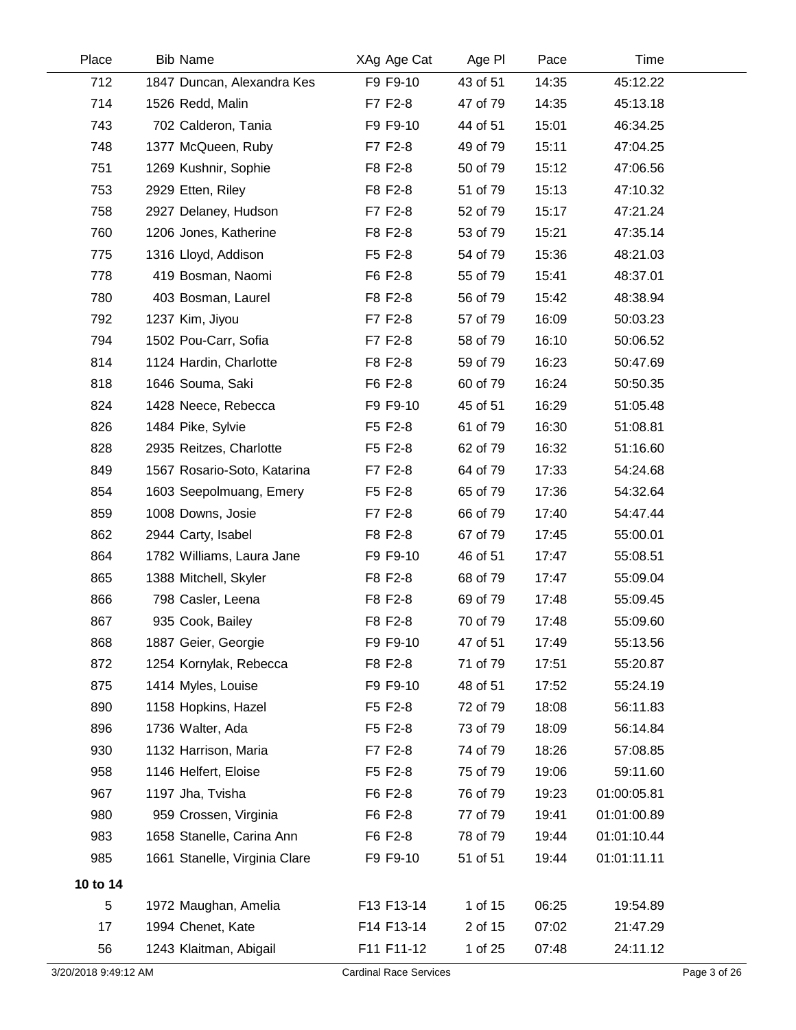| Place | Bib | Name | XAg | Age Cat | Age Pl | Pace | Time |
|---|---|---|---|---|---|---|---|
| 712 | 1847 | Duncan, Alexandra Kes | F9 | F9-10 | 43 of 51 | 14:35 | 45:12.22 |
| 714 | 1526 | Redd, Malin | F7 | F2-8 | 47 of 79 | 14:35 | 45:13.18 |
| 743 | 702 | Calderon, Tania | F9 | F9-10 | 44 of 51 | 15:01 | 46:34.25 |
| 748 | 1377 | McQueen, Ruby | F7 | F2-8 | 49 of 79 | 15:11 | 47:04.25 |
| 751 | 1269 | Kushnir, Sophie | F8 | F2-8 | 50 of 79 | 15:12 | 47:06.56 |
| 753 | 2929 | Etten, Riley | F8 | F2-8 | 51 of 79 | 15:13 | 47:10.32 |
| 758 | 2927 | Delaney, Hudson | F7 | F2-8 | 52 of 79 | 15:17 | 47:21.24 |
| 760 | 1206 | Jones, Katherine | F8 | F2-8 | 53 of 79 | 15:21 | 47:35.14 |
| 775 | 1316 | Lloyd, Addison | F5 | F2-8 | 54 of 79 | 15:36 | 48:21.03 |
| 778 | 419 | Bosman, Naomi | F6 | F2-8 | 55 of 79 | 15:41 | 48:37.01 |
| 780 | 403 | Bosman, Laurel | F8 | F2-8 | 56 of 79 | 15:42 | 48:38.94 |
| 792 | 1237 | Kim, Jiyou | F7 | F2-8 | 57 of 79 | 16:09 | 50:03.23 |
| 794 | 1502 | Pou-Carr, Sofia | F7 | F2-8 | 58 of 79 | 16:10 | 50:06.52 |
| 814 | 1124 | Hardin, Charlotte | F8 | F2-8 | 59 of 79 | 16:23 | 50:47.69 |
| 818 | 1646 | Souma, Saki | F6 | F2-8 | 60 of 79 | 16:24 | 50:50.35 |
| 824 | 1428 | Neece, Rebecca | F9 | F9-10 | 45 of 51 | 16:29 | 51:05.48 |
| 826 | 1484 | Pike, Sylvie | F5 | F2-8 | 61 of 79 | 16:30 | 51:08.81 |
| 828 | 2935 | Reitzes, Charlotte | F5 | F2-8 | 62 of 79 | 16:32 | 51:16.60 |
| 849 | 1567 | Rosario-Soto, Katarina | F7 | F2-8 | 64 of 79 | 17:33 | 54:24.68 |
| 854 | 1603 | Seepolmuang, Emery | F5 | F2-8 | 65 of 79 | 17:36 | 54:32.64 |
| 859 | 1008 | Downs, Josie | F7 | F2-8 | 66 of 79 | 17:40 | 54:47.44 |
| 862 | 2944 | Carty, Isabel | F8 | F2-8 | 67 of 79 | 17:45 | 55:00.01 |
| 864 | 1782 | Williams, Laura Jane | F9 | F9-10 | 46 of 51 | 17:47 | 55:08.51 |
| 865 | 1388 | Mitchell, Skyler | F8 | F2-8 | 68 of 79 | 17:47 | 55:09.04 |
| 866 | 798 | Casler, Leena | F8 | F2-8 | 69 of 79 | 17:48 | 55:09.45 |
| 867 | 935 | Cook, Bailey | F8 | F2-8 | 70 of 79 | 17:48 | 55:09.60 |
| 868 | 1887 | Geier, Georgie | F9 | F9-10 | 47 of 51 | 17:49 | 55:13.56 |
| 872 | 1254 | Kornylak, Rebecca | F8 | F2-8 | 71 of 79 | 17:51 | 55:20.87 |
| 875 | 1414 | Myles, Louise | F9 | F9-10 | 48 of 51 | 17:52 | 55:24.19 |
| 890 | 1158 | Hopkins, Hazel | F5 | F2-8 | 72 of 79 | 18:08 | 56:11.83 |
| 896 | 1736 | Walter, Ada | F5 | F2-8 | 73 of 79 | 18:09 | 56:14.84 |
| 930 | 1132 | Harrison, Maria | F7 | F2-8 | 74 of 79 | 18:26 | 57:08.85 |
| 958 | 1146 | Helfert, Eloise | F5 | F2-8 | 75 of 79 | 19:06 | 59:11.60 |
| 967 | 1197 | Jha, Tvisha | F6 | F2-8 | 76 of 79 | 19:23 | 01:00:05.81 |
| 980 | 959 | Crossen, Virginia | F6 | F2-8 | 77 of 79 | 19:41 | 01:01:00.89 |
| 983 | 1658 | Stanelle, Carina Ann | F6 | F2-8 | 78 of 79 | 19:44 | 01:01:10.44 |
| 985 | 1661 | Stanelle, Virginia Clare | F9 | F9-10 | 51 of 51 | 19:44 | 01:01:11.11 |
| **10 to 14** | | | | | | | |
| 5 | 1972 | Maughan, Amelia | F13 | F13-14 | 1 of 15 | 06:25 | 19:54.89 |
| 17 | 1994 | Chenet, Kate | F14 | F13-14 | 2 of 15 | 07:02 | 21:47.29 |
| 56 | 1243 | Klaitman, Abigail | F11 | F11-12 | 1 of 25 | 07:48 | 24:11.12 |

3/20/2018 9:49:12 AM — Cardinal Race Services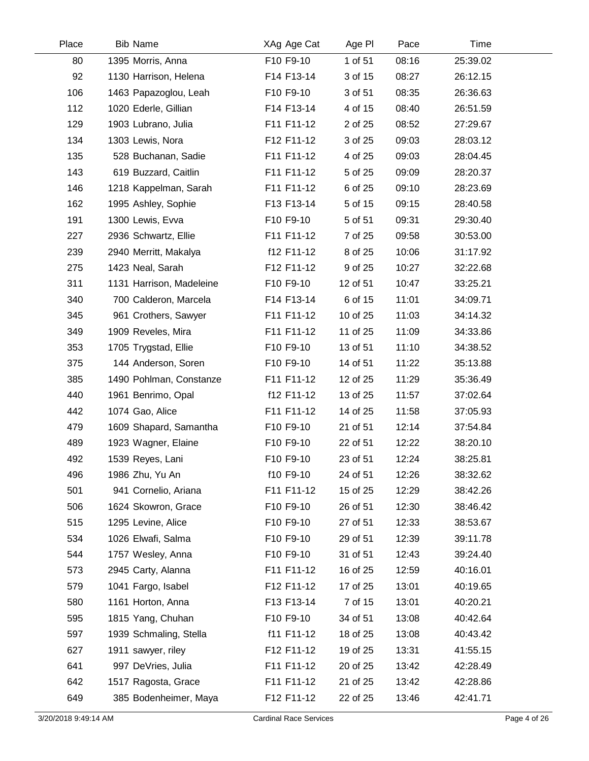| Place | Bib | Name | XAg | Age Cat | Age Pl | Pace | Time |
|---|---|---|---|---|---|---|---|
| 80 | 1395 | Morris, Anna | F10 | F9-10 | 1 of 51 | 08:16 | 25:39.02 |
| 92 | 1130 | Harrison, Helena | F14 | F13-14 | 3 of 15 | 08:27 | 26:12.15 |
| 106 | 1463 | Papazoglou, Leah | F10 | F9-10 | 3 of 51 | 08:35 | 26:36.63 |
| 112 | 1020 | Ederle, Gillian | F14 | F13-14 | 4 of 15 | 08:40 | 26:51.59 |
| 129 | 1903 | Lubrano, Julia | F11 | F11-12 | 2 of 25 | 08:52 | 27:29.67 |
| 134 | 1303 | Lewis, Nora | F12 | F11-12 | 3 of 25 | 09:03 | 28:03.12 |
| 135 | 528 | Buchanan, Sadie | F11 | F11-12 | 4 of 25 | 09:03 | 28:04.45 |
| 143 | 619 | Buzzard, Caitlin | F11 | F11-12 | 5 of 25 | 09:09 | 28:20.37 |
| 146 | 1218 | Kappelman, Sarah | F11 | F11-12 | 6 of 25 | 09:10 | 28:23.69 |
| 162 | 1995 | Ashley, Sophie | F13 | F13-14 | 5 of 15 | 09:15 | 28:40.58 |
| 191 | 1300 | Lewis, Evva | F10 | F9-10 | 5 of 51 | 09:31 | 29:30.40 |
| 227 | 2936 | Schwartz, Ellie | F11 | F11-12 | 7 of 25 | 09:58 | 30:53.00 |
| 239 | 2940 | Merritt, Makalya | f12 | F11-12 | 8 of 25 | 10:06 | 31:17.92 |
| 275 | 1423 | Neal, Sarah | F12 | F11-12 | 9 of 25 | 10:27 | 32:22.68 |
| 311 | 1131 | Harrison, Madeleine | F10 | F9-10 | 12 of 51 | 10:47 | 33:25.21 |
| 340 | 700 | Calderon, Marcela | F14 | F13-14 | 6 of 15 | 11:01 | 34:09.71 |
| 345 | 961 | Crothers, Sawyer | F11 | F11-12 | 10 of 25 | 11:03 | 34:14.32 |
| 349 | 1909 | Reveles, Mira | F11 | F11-12 | 11 of 25 | 11:09 | 34:33.86 |
| 353 | 1705 | Trygstad, Ellie | F10 | F9-10 | 13 of 51 | 11:10 | 34:38.52 |
| 375 | 144 | Anderson, Soren | F10 | F9-10 | 14 of 51 | 11:22 | 35:13.88 |
| 385 | 1490 | Pohlman, Constanze | F11 | F11-12 | 12 of 25 | 11:29 | 35:36.49 |
| 440 | 1961 | Benrimo, Opal | f12 | F11-12 | 13 of 25 | 11:57 | 37:02.64 |
| 442 | 1074 | Gao, Alice | F11 | F11-12 | 14 of 25 | 11:58 | 37:05.93 |
| 479 | 1609 | Shapard, Samantha | F10 | F9-10 | 21 of 51 | 12:14 | 37:54.84 |
| 489 | 1923 | Wagner, Elaine | F10 | F9-10 | 22 of 51 | 12:22 | 38:20.10 |
| 492 | 1539 | Reyes, Lani | F10 | F9-10 | 23 of 51 | 12:24 | 38:25.81 |
| 496 | 1986 | Zhu, Yu An | f10 | F9-10 | 24 of 51 | 12:26 | 38:32.62 |
| 501 | 941 | Cornelio, Ariana | F11 | F11-12 | 15 of 25 | 12:29 | 38:42.26 |
| 506 | 1624 | Skowron, Grace | F10 | F9-10 | 26 of 51 | 12:30 | 38:46.42 |
| 515 | 1295 | Levine, Alice | F10 | F9-10 | 27 of 51 | 12:33 | 38:53.67 |
| 534 | 1026 | Elwafi, Salma | F10 | F9-10 | 29 of 51 | 12:39 | 39:11.78 |
| 544 | 1757 | Wesley, Anna | F10 | F9-10 | 31 of 51 | 12:43 | 39:24.40 |
| 573 | 2945 | Carty, Alanna | F11 | F11-12 | 16 of 25 | 12:59 | 40:16.01 |
| 579 | 1041 | Fargo, Isabel | F12 | F11-12 | 17 of 25 | 13:01 | 40:19.65 |
| 580 | 1161 | Horton, Anna | F13 | F13-14 | 7 of 15 | 13:01 | 40:20.21 |
| 595 | 1815 | Yang, Chuhan | F10 | F9-10 | 34 of 51 | 13:08 | 40:42.64 |
| 597 | 1939 | Schmaling, Stella | f11 | F11-12 | 18 of 25 | 13:08 | 40:43.42 |
| 627 | 1911 | sawyer, riley | F12 | F11-12 | 19 of 25 | 13:31 | 41:55.15 |
| 641 | 997 | DeVries, Julia | F11 | F11-12 | 20 of 25 | 13:42 | 42:28.49 |
| 642 | 1517 | Ragosta, Grace | F11 | F11-12 | 21 of 25 | 13:42 | 42:28.86 |
| 649 | 385 | Bodenheimer, Maya | F12 | F11-12 | 22 of 25 | 13:46 | 42:41.71 |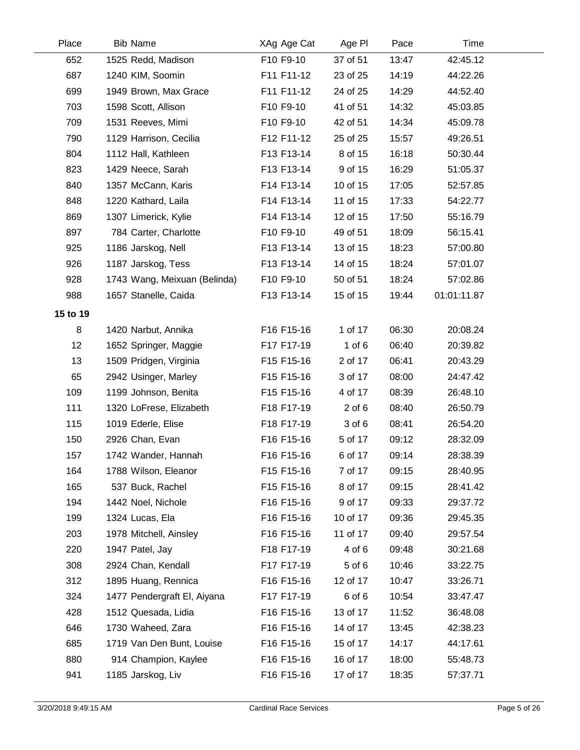| Place | Bib | Name | XAg | Age Cat | Age Pl | Pace | Time |
|---|---|---|---|---|---|---|---|
| 652 | 1525 | Redd, Madison | F10 | F9-10 | 37 of 51 | 13:47 | 42:45.12 |
| 687 | 1240 | KIM, Soomin | F11 | F11-12 | 23 of 25 | 14:19 | 44:22.26 |
| 699 | 1949 | Brown, Max Grace | F11 | F11-12 | 24 of 25 | 14:29 | 44:52.40 |
| 703 | 1598 | Scott, Allison | F10 | F9-10 | 41 of 51 | 14:32 | 45:03.85 |
| 709 | 1531 | Reeves, Mimi | F10 | F9-10 | 42 of 51 | 14:34 | 45:09.78 |
| 790 | 1129 | Harrison, Cecilia | F12 | F11-12 | 25 of 25 | 15:57 | 49:26.51 |
| 804 | 1112 | Hall, Kathleen | F13 | F13-14 | 8 of 15 | 16:18 | 50:30.44 |
| 823 | 1429 | Neece, Sarah | F13 | F13-14 | 9 of 15 | 16:29 | 51:05.37 |
| 840 | 1357 | McCann, Karis | F14 | F13-14 | 10 of 15 | 17:05 | 52:57.85 |
| 848 | 1220 | Kathard, Laila | F14 | F13-14 | 11 of 15 | 17:33 | 54:22.77 |
| 869 | 1307 | Limerick, Kylie | F14 | F13-14 | 12 of 15 | 17:50 | 55:16.79 |
| 897 | 784 | Carter, Charlotte | F10 | F9-10 | 49 of 51 | 18:09 | 56:15.41 |
| 925 | 1186 | Jarskog, Nell | F13 | F13-14 | 13 of 15 | 18:23 | 57:00.80 |
| 926 | 1187 | Jarskog, Tess | F13 | F13-14 | 14 of 15 | 18:24 | 57:01.07 |
| 928 | 1743 | Wang, Meixuan (Belinda) | F10 | F9-10 | 50 of 51 | 18:24 | 57:02.86 |
| 988 | 1657 | Stanelle, Caida | F13 | F13-14 | 15 of 15 | 19:44 | 01:01:11.87 |
| **15 to 19** | | | | | | | |
| 8 | 1420 | Narbut, Annika | F16 | F15-16 | 1 of 17 | 06:30 | 20:08.24 |
| 12 | 1652 | Springer, Maggie | F17 | F17-19 | 1 of 6 | 06:40 | 20:39.82 |
| 13 | 1509 | Pridgen, Virginia | F15 | F15-16 | 2 of 17 | 06:41 | 20:43.29 |
| 65 | 2942 | Usinger, Marley | F15 | F15-16 | 3 of 17 | 08:00 | 24:47.42 |
| 109 | 1199 | Johnson, Benita | F15 | F15-16 | 4 of 17 | 08:39 | 26:48.10 |
| 111 | 1320 | LoFrese, Elizabeth | F18 | F17-19 | 2 of 6 | 08:40 | 26:50.79 |
| 115 | 1019 | Ederle, Elise | F18 | F17-19 | 3 of 6 | 08:41 | 26:54.20 |
| 150 | 2926 | Chan, Evan | F16 | F15-16 | 5 of 17 | 09:12 | 28:32.09 |
| 157 | 1742 | Wander, Hannah | F16 | F15-16 | 6 of 17 | 09:14 | 28:38.39 |
| 164 | 1788 | Wilson, Eleanor | F15 | F15-16 | 7 of 17 | 09:15 | 28:40.95 |
| 165 | 537 | Buck, Rachel | F15 | F15-16 | 8 of 17 | 09:15 | 28:41.42 |
| 194 | 1442 | Noel, Nichole | F16 | F15-16 | 9 of 17 | 09:33 | 29:37.72 |
| 199 | 1324 | Lucas, Ela | F16 | F15-16 | 10 of 17 | 09:36 | 29:45.35 |
| 203 | 1978 | Mitchell, Ainsley | F16 | F15-16 | 11 of 17 | 09:40 | 29:57.54 |
| 220 | 1947 | Patel, Jay | F18 | F17-19 | 4 of 6 | 09:48 | 30:21.68 |
| 308 | 2924 | Chan, Kendall | F17 | F17-19 | 5 of 6 | 10:46 | 33:22.75 |
| 312 | 1895 | Huang, Rennica | F16 | F15-16 | 12 of 17 | 10:47 | 33:26.71 |
| 324 | 1477 | Pendergraft El, Aiyana | F17 | F17-19 | 6 of 6 | 10:54 | 33:47.47 |
| 428 | 1512 | Quesada, Lidia | F16 | F15-16 | 13 of 17 | 11:52 | 36:48.08 |
| 646 | 1730 | Waheed, Zara | F16 | F15-16 | 14 of 17 | 13:45 | 42:38.23 |
| 685 | 1719 | Van Den Bunt, Louise | F16 | F15-16 | 15 of 17 | 14:17 | 44:17.61 |
| 880 | 914 | Champion, Kaylee | F16 | F15-16 | 16 of 17 | 18:00 | 55:48.73 |
| 941 | 1185 | Jarskog, Liv | F16 | F15-16 | 17 of 17 | 18:35 | 57:37.71 |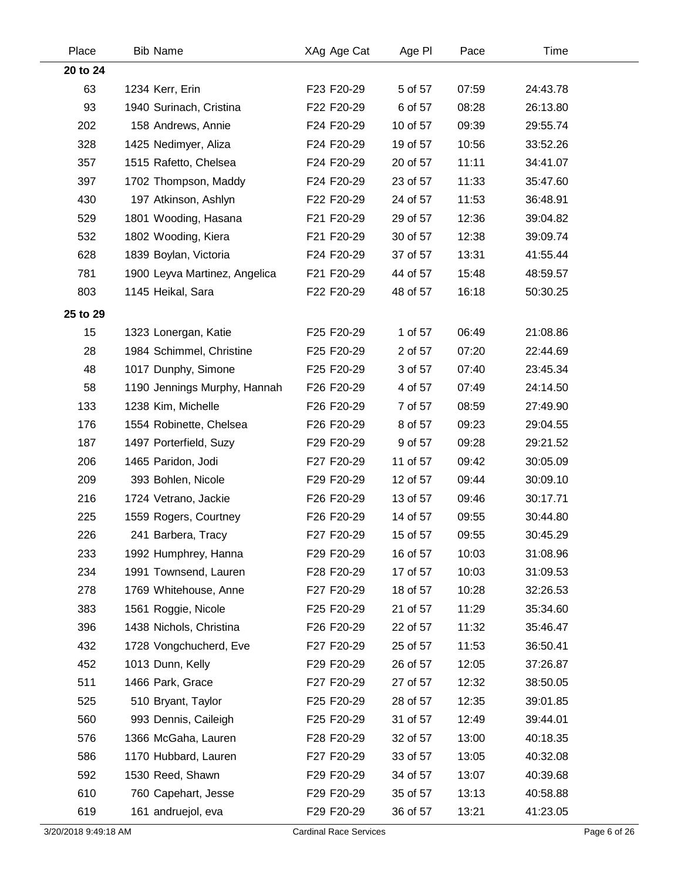| Place | Bib | Name | XAg | Age Cat | Age Pl | Pace | Time |
|---|---|---|---|---|---|---|---|
| **20 to 24** | | | | | | | |
| 63 | 1234 | Kerr, Erin | F23 | F20-29 | 5 of 57 | 07:59 | 24:43.78 |
| 93 | 1940 | Surinach, Cristina | F22 | F20-29 | 6 of 57 | 08:28 | 26:13.80 |
| 202 | 158 | Andrews, Annie | F24 | F20-29 | 10 of 57 | 09:39 | 29:55.74 |
| 328 | 1425 | Nedimyer, Aliza | F24 | F20-29 | 19 of 57 | 10:56 | 33:52.26 |
| 357 | 1515 | Rafetto, Chelsea | F24 | F20-29 | 20 of 57 | 11:11 | 34:41.07 |
| 397 | 1702 | Thompson, Maddy | F24 | F20-29 | 23 of 57 | 11:33 | 35:47.60 |
| 430 | 197 | Atkinson, Ashlyn | F22 | F20-29 | 24 of 57 | 11:53 | 36:48.91 |
| 529 | 1801 | Wooding, Hasana | F21 | F20-29 | 29 of 57 | 12:36 | 39:04.82 |
| 532 | 1802 | Wooding, Kiera | F21 | F20-29 | 30 of 57 | 12:38 | 39:09.74 |
| 628 | 1839 | Boylan, Victoria | F24 | F20-29 | 37 of 57 | 13:31 | 41:55.44 |
| 781 | 1900 | Leyva Martinez, Angelica | F21 | F20-29 | 44 of 57 | 15:48 | 48:59.57 |
| 803 | 1145 | Heikal, Sara | F22 | F20-29 | 48 of 57 | 16:18 | 50:30.25 |
| **25 to 29** | | | | | | | |
| 15 | 1323 | Lonergan, Katie | F25 | F20-29 | 1 of 57 | 06:49 | 21:08.86 |
| 28 | 1984 | Schimmel, Christine | F25 | F20-29 | 2 of 57 | 07:20 | 22:44.69 |
| 48 | 1017 | Dunphy, Simone | F25 | F20-29 | 3 of 57 | 07:40 | 23:45.34 |
| 58 | 1190 | Jennings Murphy, Hannah | F26 | F20-29 | 4 of 57 | 07:49 | 24:14.50 |
| 133 | 1238 | Kim, Michelle | F26 | F20-29 | 7 of 57 | 08:59 | 27:49.90 |
| 176 | 1554 | Robinette, Chelsea | F26 | F20-29 | 8 of 57 | 09:23 | 29:04.55 |
| 187 | 1497 | Porterfield, Suzy | F29 | F20-29 | 9 of 57 | 09:28 | 29:21.52 |
| 206 | 1465 | Paridon, Jodi | F27 | F20-29 | 11 of 57 | 09:42 | 30:05.09 |
| 209 | 393 | Bohlen, Nicole | F29 | F20-29 | 12 of 57 | 09:44 | 30:09.10 |
| 216 | 1724 | Vetrano, Jackie | F26 | F20-29 | 13 of 57 | 09:46 | 30:17.71 |
| 225 | 1559 | Rogers, Courtney | F26 | F20-29 | 14 of 57 | 09:55 | 30:44.80 |
| 226 | 241 | Barbera, Tracy | F27 | F20-29 | 15 of 57 | 09:55 | 30:45.29 |
| 233 | 1992 | Humphrey, Hanna | F29 | F20-29 | 16 of 57 | 10:03 | 31:08.96 |
| 234 | 1991 | Townsend, Lauren | F28 | F20-29 | 17 of 57 | 10:03 | 31:09.53 |
| 278 | 1769 | Whitehouse, Anne | F27 | F20-29 | 18 of 57 | 10:28 | 32:26.53 |
| 383 | 1561 | Roggie, Nicole | F25 | F20-29 | 21 of 57 | 11:29 | 35:34.60 |
| 396 | 1438 | Nichols, Christina | F26 | F20-29 | 22 of 57 | 11:32 | 35:46.47 |
| 432 | 1728 | Vongchucherd, Eve | F27 | F20-29 | 25 of 57 | 11:53 | 36:50.41 |
| 452 | 1013 | Dunn, Kelly | F29 | F20-29 | 26 of 57 | 12:05 | 37:26.87 |
| 511 | 1466 | Park, Grace | F27 | F20-29 | 27 of 57 | 12:32 | 38:50.05 |
| 525 | 510 | Bryant, Taylor | F25 | F20-29 | 28 of 57 | 12:35 | 39:01.85 |
| 560 | 993 | Dennis, Caileigh | F25 | F20-29 | 31 of 57 | 12:49 | 39:44.01 |
| 576 | 1366 | McGaha, Lauren | F28 | F20-29 | 32 of 57 | 13:00 | 40:18.35 |
| 586 | 1170 | Hubbard, Lauren | F27 | F20-29 | 33 of 57 | 13:05 | 40:32.08 |
| 592 | 1530 | Reed, Shawn | F29 | F20-29 | 34 of 57 | 13:07 | 40:39.68 |
| 610 | 760 | Capehart, Jesse | F29 | F20-29 | 35 of 57 | 13:13 | 40:58.88 |
| 619 | 161 | andruejol, eva | F29 | F20-29 | 36 of 57 | 13:21 | 41:23.05 |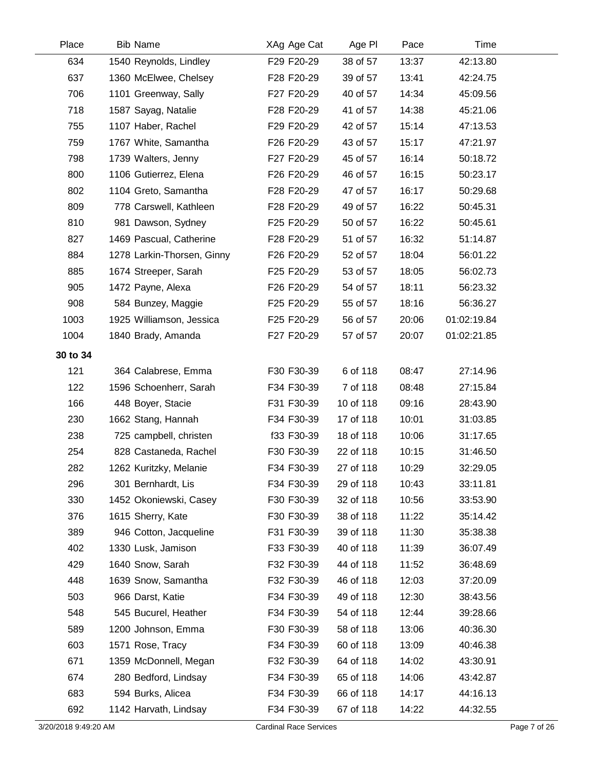| Place | Bib | Name | XAg | Age Cat | Age Pl | Pace | Time |
|---|---|---|---|---|---|---|---|
| 634 | 1540 | Reynolds, Lindley | F29 | F20-29 | 38 of 57 | 13:37 | 42:13.80 |
| 637 | 1360 | McElwee, Chelsey | F28 | F20-29 | 39 of 57 | 13:41 | 42:24.75 |
| 706 | 1101 | Greenway, Sally | F27 | F20-29 | 40 of 57 | 14:34 | 45:09.56 |
| 718 | 1587 | Sayag, Natalie | F28 | F20-29 | 41 of 57 | 14:38 | 45:21.06 |
| 755 | 1107 | Haber, Rachel | F29 | F20-29 | 42 of 57 | 15:14 | 47:13.53 |
| 759 | 1767 | White, Samantha | F26 | F20-29 | 43 of 57 | 15:17 | 47:21.97 |
| 798 | 1739 | Walters, Jenny | F27 | F20-29 | 45 of 57 | 16:14 | 50:18.72 |
| 800 | 1106 | Gutierrez, Elena | F26 | F20-29 | 46 of 57 | 16:15 | 50:23.17 |
| 802 | 1104 | Greto, Samantha | F28 | F20-29 | 47 of 57 | 16:17 | 50:29.68 |
| 809 | 778 | Carswell, Kathleen | F28 | F20-29 | 49 of 57 | 16:22 | 50:45.31 |
| 810 | 981 | Dawson, Sydney | F25 | F20-29 | 50 of 57 | 16:22 | 50:45.61 |
| 827 | 1469 | Pascual, Catherine | F28 | F20-29 | 51 of 57 | 16:32 | 51:14.87 |
| 884 | 1278 | Larkin-Thorsen, Ginny | F26 | F20-29 | 52 of 57 | 18:04 | 56:01.22 |
| 885 | 1674 | Streeper, Sarah | F25 | F20-29 | 53 of 57 | 18:05 | 56:02.73 |
| 905 | 1472 | Payne, Alexa | F26 | F20-29 | 54 of 57 | 18:11 | 56:23.32 |
| 908 | 584 | Bunzey, Maggie | F25 | F20-29 | 55 of 57 | 18:16 | 56:36.27 |
| 1003 | 1925 | Williamson, Jessica | F25 | F20-29 | 56 of 57 | 20:06 | 01:02:19.84 |
| 1004 | 1840 | Brady, Amanda | F27 | F20-29 | 57 of 57 | 20:07 | 01:02:21.85 |
| **30 to 34** | | | | | | | |
| 121 | 364 | Calabrese, Emma | F30 | F30-39 | 6 of 118 | 08:47 | 27:14.96 |
| 122 | 1596 | Schoenherr, Sarah | F34 | F30-39 | 7 of 118 | 08:48 | 27:15.84 |
| 166 | 448 | Boyer, Stacie | F31 | F30-39 | 10 of 118 | 09:16 | 28:43.90 |
| 230 | 1662 | Stang, Hannah | F34 | F30-39 | 17 of 118 | 10:01 | 31:03.85 |
| 238 | 725 | campbell, christen | f33 | F30-39 | 18 of 118 | 10:06 | 31:17.65 |
| 254 | 828 | Castaneda, Rachel | F30 | F30-39 | 22 of 118 | 10:15 | 31:46.50 |
| 282 | 1262 | Kuritzky, Melanie | F34 | F30-39 | 27 of 118 | 10:29 | 32:29.05 |
| 296 | 301 | Bernhardt, Lis | F34 | F30-39 | 29 of 118 | 10:43 | 33:11.81 |
| 330 | 1452 | Okoniewski, Casey | F30 | F30-39 | 32 of 118 | 10:56 | 33:53.90 |
| 376 | 1615 | Sherry, Kate | F30 | F30-39 | 38 of 118 | 11:22 | 35:14.42 |
| 389 | 946 | Cotton, Jacqueline | F31 | F30-39 | 39 of 118 | 11:30 | 35:38.38 |
| 402 | 1330 | Lusk, Jamison | F33 | F30-39 | 40 of 118 | 11:39 | 36:07.49 |
| 429 | 1640 | Snow, Sarah | F32 | F30-39 | 44 of 118 | 11:52 | 36:48.69 |
| 448 | 1639 | Snow, Samantha | F32 | F30-39 | 46 of 118 | 12:03 | 37:20.09 |
| 503 | 966 | Darst, Katie | F34 | F30-39 | 49 of 118 | 12:30 | 38:43.56 |
| 548 | 545 | Bucurel, Heather | F34 | F30-39 | 54 of 118 | 12:44 | 39:28.66 |
| 589 | 1200 | Johnson, Emma | F30 | F30-39 | 58 of 118 | 13:06 | 40:36.30 |
| 603 | 1571 | Rose, Tracy | F34 | F30-39 | 60 of 118 | 13:09 | 40:46.38 |
| 671 | 1359 | McDonnell, Megan | F32 | F30-39 | 64 of 118 | 14:02 | 43:30.91 |
| 674 | 280 | Bedford, Lindsay | F34 | F30-39 | 65 of 118 | 14:06 | 43:42.87 |
| 683 | 594 | Burks, Alicea | F34 | F30-39 | 66 of 118 | 14:17 | 44:16.13 |
| 692 | 1142 | Harvath, Lindsay | F34 | F30-39 | 67 of 118 | 14:22 | 44:32.55 |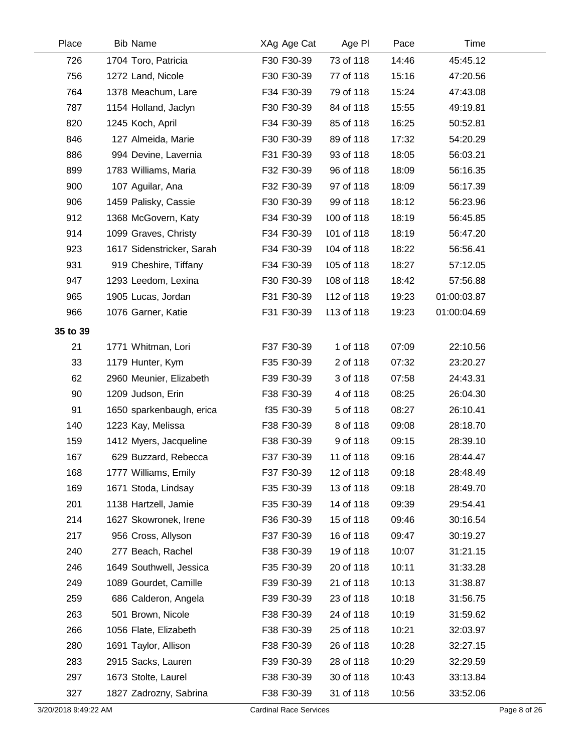| Place | Bib Name | XAg Age Cat | Age Pl | Pace | Time |
|---|---|---|---|---|---|
| 726 | 1704 Toro, Patricia | F30 F30-39 | 73 of 118 | 14:46 | 45:45.12 |
| 756 | 1272 Land, Nicole | F30 F30-39 | 77 of 118 | 15:16 | 47:20.56 |
| 764 | 1378 Meachum, Lare | F34 F30-39 | 79 of 118 | 15:24 | 47:43.08 |
| 787 | 1154 Holland, Jaclyn | F30 F30-39 | 84 of 118 | 15:55 | 49:19.81 |
| 820 | 1245 Koch, April | F34 F30-39 | 85 of 118 | 16:25 | 50:52.81 |
| 846 | 127 Almeida, Marie | F30 F30-39 | 89 of 118 | 17:32 | 54:20.29 |
| 886 | 994 Devine, Lavernia | F31 F30-39 | 93 of 118 | 18:05 | 56:03.21 |
| 899 | 1783 Williams, Maria | F32 F30-39 | 96 of 118 | 18:09 | 56:16.35 |
| 900 | 107 Aguilar, Ana | F32 F30-39 | 97 of 118 | 18:09 | 56:17.39 |
| 906 | 1459 Palisky, Cassie | F30 F30-39 | 99 of 118 | 18:12 | 56:23.96 |
| 912 | 1368 McGovern, Katy | F34 F30-39 | 100 of 118 | 18:19 | 56:45.85 |
| 914 | 1099 Graves, Christy | F34 F30-39 | 101 of 118 | 18:19 | 56:47.20 |
| 923 | 1617 Sidenstricker, Sarah | F34 F30-39 | 104 of 118 | 18:22 | 56:56.41 |
| 931 | 919 Cheshire, Tiffany | F34 F30-39 | 105 of 118 | 18:27 | 57:12.05 |
| 947 | 1293 Leedom, Lexina | F30 F30-39 | 108 of 118 | 18:42 | 57:56.88 |
| 965 | 1905 Lucas, Jordan | F31 F30-39 | 112 of 118 | 19:23 | 01:00:03.87 |
| 966 | 1076 Garner, Katie | F31 F30-39 | 113 of 118 | 19:23 | 01:00:04.69 |
| **35 to 39** | | | | | |
| 21 | 1771 Whitman, Lori | F37 F30-39 | 1 of 118 | 07:09 | 22:10.56 |
| 33 | 1179 Hunter, Kym | F35 F30-39 | 2 of 118 | 07:32 | 23:20.27 |
| 62 | 2960 Meunier, Elizabeth | F39 F30-39 | 3 of 118 | 07:58 | 24:43.31 |
| 90 | 1209 Judson, Erin | F38 F30-39 | 4 of 118 | 08:25 | 26:04.30 |
| 91 | 1650 sparkenbaugh, erica | f35 F30-39 | 5 of 118 | 08:27 | 26:10.41 |
| 140 | 1223 Kay, Melissa | F38 F30-39 | 8 of 118 | 09:08 | 28:18.70 |
| 159 | 1412 Myers, Jacqueline | F38 F30-39 | 9 of 118 | 09:15 | 28:39.10 |
| 167 | 629 Buzzard, Rebecca | F37 F30-39 | 11 of 118 | 09:16 | 28:44.47 |
| 168 | 1777 Williams, Emily | F37 F30-39 | 12 of 118 | 09:18 | 28:48.49 |
| 169 | 1671 Stoda, Lindsay | F35 F30-39 | 13 of 118 | 09:18 | 28:49.70 |
| 201 | 1138 Hartzell, Jamie | F35 F30-39 | 14 of 118 | 09:39 | 29:54.41 |
| 214 | 1627 Skowronek, Irene | F36 F30-39 | 15 of 118 | 09:46 | 30:16.54 |
| 217 | 956 Cross, Allyson | F37 F30-39 | 16 of 118 | 09:47 | 30:19.27 |
| 240 | 277 Beach, Rachel | F38 F30-39 | 19 of 118 | 10:07 | 31:21.15 |
| 246 | 1649 Southwell, Jessica | F35 F30-39 | 20 of 118 | 10:11 | 31:33.28 |
| 249 | 1089 Gourdet, Camille | F39 F30-39 | 21 of 118 | 10:13 | 31:38.87 |
| 259 | 686 Calderon, Angela | F39 F30-39 | 23 of 118 | 10:18 | 31:56.75 |
| 263 | 501 Brown, Nicole | F38 F30-39 | 24 of 118 | 10:19 | 31:59.62 |
| 266 | 1056 Flate, Elizabeth | F38 F30-39 | 25 of 118 | 10:21 | 32:03.97 |
| 280 | 1691 Taylor, Allison | F38 F30-39 | 26 of 118 | 10:28 | 32:27.15 |
| 283 | 2915 Sacks, Lauren | F39 F30-39 | 28 of 118 | 10:29 | 32:29.59 |
| 297 | 1673 Stolte, Laurel | F38 F30-39 | 30 of 118 | 10:43 | 33:13.84 |
| 327 | 1827 Zadrozny, Sabrina | F38 F30-39 | 31 of 118 | 10:56 | 33:52.06 |

3/20/2018 9:49:22 AM — Cardinal Race Services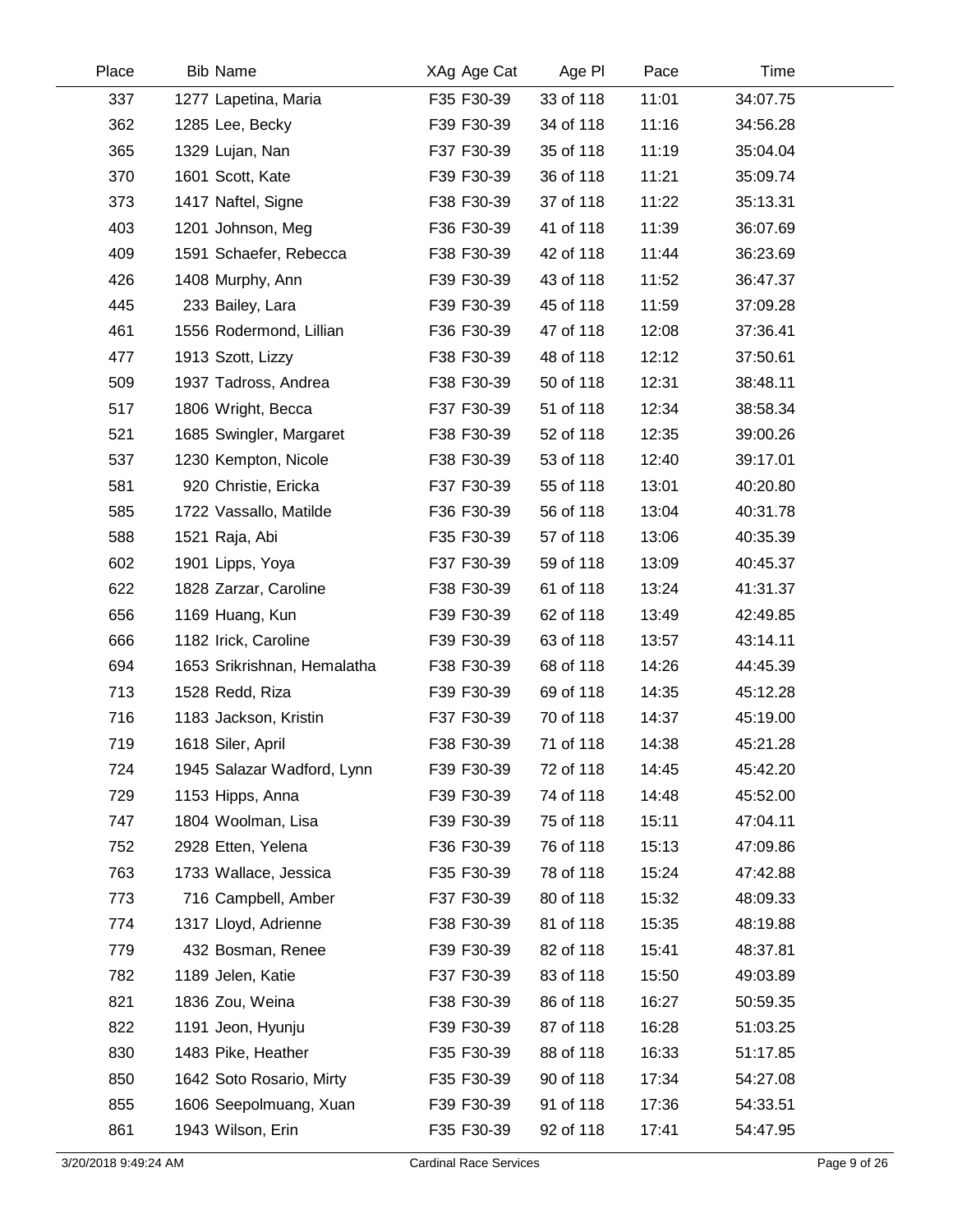| Place | Bib Name | XAg Age Cat | Age Pl | Pace | Time |
|---|---|---|---|---|---|
| 337 | 1277 Lapetina, Maria | F35 F30-39 | 33 of 118 | 11:01 | 34:07.75 |
| 362 | 1285 Lee, Becky | F39 F30-39 | 34 of 118 | 11:16 | 34:56.28 |
| 365 | 1329 Lujan, Nan | F37 F30-39 | 35 of 118 | 11:19 | 35:04.04 |
| 370 | 1601 Scott, Kate | F39 F30-39 | 36 of 118 | 11:21 | 35:09.74 |
| 373 | 1417 Naftel, Signe | F38 F30-39 | 37 of 118 | 11:22 | 35:13.31 |
| 403 | 1201 Johnson, Meg | F36 F30-39 | 41 of 118 | 11:39 | 36:07.69 |
| 409 | 1591 Schaefer, Rebecca | F38 F30-39 | 42 of 118 | 11:44 | 36:23.69 |
| 426 | 1408 Murphy, Ann | F39 F30-39 | 43 of 118 | 11:52 | 36:47.37 |
| 445 | 233 Bailey, Lara | F39 F30-39 | 45 of 118 | 11:59 | 37:09.28 |
| 461 | 1556 Rodermond, Lillian | F36 F30-39 | 47 of 118 | 12:08 | 37:36.41 |
| 477 | 1913 Szott, Lizzy | F38 F30-39 | 48 of 118 | 12:12 | 37:50.61 |
| 509 | 1937 Tadross, Andrea | F38 F30-39 | 50 of 118 | 12:31 | 38:48.11 |
| 517 | 1806 Wright, Becca | F37 F30-39 | 51 of 118 | 12:34 | 38:58.34 |
| 521 | 1685 Swingler, Margaret | F38 F30-39 | 52 of 118 | 12:35 | 39:00.26 |
| 537 | 1230 Kempton, Nicole | F38 F30-39 | 53 of 118 | 12:40 | 39:17.01 |
| 581 | 920 Christie, Ericka | F37 F30-39 | 55 of 118 | 13:01 | 40:20.80 |
| 585 | 1722 Vassallo, Matilde | F36 F30-39 | 56 of 118 | 13:04 | 40:31.78 |
| 588 | 1521 Raja, Abi | F35 F30-39 | 57 of 118 | 13:06 | 40:35.39 |
| 602 | 1901 Lipps, Yoya | F37 F30-39 | 59 of 118 | 13:09 | 40:45.37 |
| 622 | 1828 Zarzar, Caroline | F38 F30-39 | 61 of 118 | 13:24 | 41:31.37 |
| 656 | 1169 Huang, Kun | F39 F30-39 | 62 of 118 | 13:49 | 42:49.85 |
| 666 | 1182 Irick, Caroline | F39 F30-39 | 63 of 118 | 13:57 | 43:14.11 |
| 694 | 1653 Srikrishnan, Hemalatha | F38 F30-39 | 68 of 118 | 14:26 | 44:45.39 |
| 713 | 1528 Redd, Riza | F39 F30-39 | 69 of 118 | 14:35 | 45:12.28 |
| 716 | 1183 Jackson, Kristin | F37 F30-39 | 70 of 118 | 14:37 | 45:19.00 |
| 719 | 1618 Siler, April | F38 F30-39 | 71 of 118 | 14:38 | 45:21.28 |
| 724 | 1945 Salazar Wadford, Lynn | F39 F30-39 | 72 of 118 | 14:45 | 45:42.20 |
| 729 | 1153 Hipps, Anna | F39 F30-39 | 74 of 118 | 14:48 | 45:52.00 |
| 747 | 1804 Woolman, Lisa | F39 F30-39 | 75 of 118 | 15:11 | 47:04.11 |
| 752 | 2928 Etten, Yelena | F36 F30-39 | 76 of 118 | 15:13 | 47:09.86 |
| 763 | 1733 Wallace, Jessica | F35 F30-39 | 78 of 118 | 15:24 | 47:42.88 |
| 773 | 716 Campbell, Amber | F37 F30-39 | 80 of 118 | 15:32 | 48:09.33 |
| 774 | 1317 Lloyd, Adrienne | F38 F30-39 | 81 of 118 | 15:35 | 48:19.88 |
| 779 | 432 Bosman, Renee | F39 F30-39 | 82 of 118 | 15:41 | 48:37.81 |
| 782 | 1189 Jelen, Katie | F37 F30-39 | 83 of 118 | 15:50 | 49:03.89 |
| 821 | 1836 Zou, Weina | F38 F30-39 | 86 of 118 | 16:27 | 50:59.35 |
| 822 | 1191 Jeon, Hyunju | F39 F30-39 | 87 of 118 | 16:28 | 51:03.25 |
| 830 | 1483 Pike, Heather | F35 F30-39 | 88 of 118 | 16:33 | 51:17.85 |
| 850 | 1642 Soto Rosario, Mirty | F35 F30-39 | 90 of 118 | 17:34 | 54:27.08 |
| 855 | 1606 Seepolmuang, Xuan | F39 F30-39 | 91 of 118 | 17:36 | 54:33.51 |
| 861 | 1943 Wilson, Erin | F35 F30-39 | 92 of 118 | 17:41 | 54:47.95 |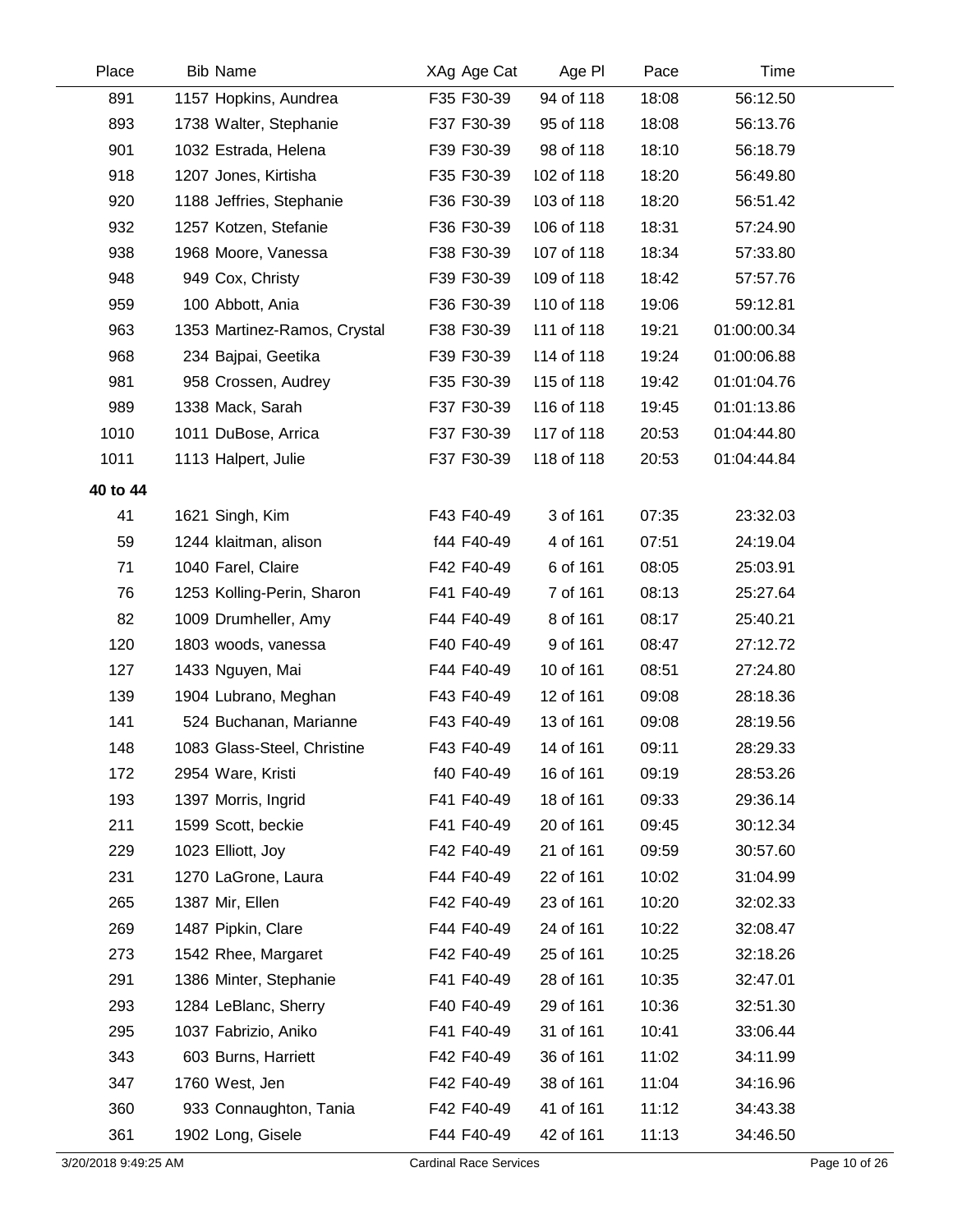| Place | Bib Name | XAg Age Cat | Age Pl | Pace | Time |
|---|---|---|---|---|---|
| 891 | 1157 Hopkins, Aundrea | F35 F30-39 | 94 of 118 | 18:08 | 56:12.50 |
| 893 | 1738 Walter, Stephanie | F37 F30-39 | 95 of 118 | 18:08 | 56:13.76 |
| 901 | 1032 Estrada, Helena | F39 F30-39 | 98 of 118 | 18:10 | 56:18.79 |
| 918 | 1207 Jones, Kirtisha | F35 F30-39 | 102 of 118 | 18:20 | 56:49.80 |
| 920 | 1188 Jeffries, Stephanie | F36 F30-39 | 103 of 118 | 18:20 | 56:51.42 |
| 932 | 1257 Kotzen, Stefanie | F36 F30-39 | 106 of 118 | 18:31 | 57:24.90 |
| 938 | 1968 Moore, Vanessa | F38 F30-39 | 107 of 118 | 18:34 | 57:33.80 |
| 948 | 949 Cox, Christy | F39 F30-39 | 109 of 118 | 18:42 | 57:57.76 |
| 959 | 100 Abbott, Ania | F36 F30-39 | 110 of 118 | 19:06 | 59:12.81 |
| 963 | 1353 Martinez-Ramos, Crystal | F38 F30-39 | 111 of 118 | 19:21 | 01:00:00.34 |
| 968 | 234 Bajpai, Geetika | F39 F30-39 | 114 of 118 | 19:24 | 01:00:06.88 |
| 981 | 958 Crossen, Audrey | F35 F30-39 | 115 of 118 | 19:42 | 01:01:04.76 |
| 989 | 1338 Mack, Sarah | F37 F30-39 | 116 of 118 | 19:45 | 01:01:13.86 |
| 1010 | 1011 DuBose, Arrica | F37 F30-39 | 117 of 118 | 20:53 | 01:04:44.80 |
| 1011 | 1113 Halpert, Julie | F37 F30-39 | 118 of 118 | 20:53 | 01:04:44.84 |
| **40 to 44** | | | | | |
| 41 | 1621 Singh, Kim | F43 F40-49 | 3 of 161 | 07:35 | 23:32.03 |
| 59 | 1244 klaitman, alison | f44 F40-49 | 4 of 161 | 07:51 | 24:19.04 |
| 71 | 1040 Farel, Claire | F42 F40-49 | 6 of 161 | 08:05 | 25:03.91 |
| 76 | 1253 Kolling-Perin, Sharon | F41 F40-49 | 7 of 161 | 08:13 | 25:27.64 |
| 82 | 1009 Drumheller, Amy | F44 F40-49 | 8 of 161 | 08:17 | 25:40.21 |
| 120 | 1803 woods, vanessa | F40 F40-49 | 9 of 161 | 08:47 | 27:12.72 |
| 127 | 1433 Nguyen, Mai | F44 F40-49 | 10 of 161 | 08:51 | 27:24.80 |
| 139 | 1904 Lubrano, Meghan | F43 F40-49 | 12 of 161 | 09:08 | 28:18.36 |
| 141 | 524 Buchanan, Marianne | F43 F40-49 | 13 of 161 | 09:08 | 28:19.56 |
| 148 | 1083 Glass-Steel, Christine | F43 F40-49 | 14 of 161 | 09:11 | 28:29.33 |
| 172 | 2954 Ware, Kristi | f40 F40-49 | 16 of 161 | 09:19 | 28:53.26 |
| 193 | 1397 Morris, Ingrid | F41 F40-49 | 18 of 161 | 09:33 | 29:36.14 |
| 211 | 1599 Scott, beckie | F41 F40-49 | 20 of 161 | 09:45 | 30:12.34 |
| 229 | 1023 Elliott, Joy | F42 F40-49 | 21 of 161 | 09:59 | 30:57.60 |
| 231 | 1270 LaGrone, Laura | F44 F40-49 | 22 of 161 | 10:02 | 31:04.99 |
| 265 | 1387 Mir, Ellen | F42 F40-49 | 23 of 161 | 10:20 | 32:02.33 |
| 269 | 1487 Pipkin, Clare | F44 F40-49 | 24 of 161 | 10:22 | 32:08.47 |
| 273 | 1542 Rhee, Margaret | F42 F40-49 | 25 of 161 | 10:25 | 32:18.26 |
| 291 | 1386 Minter, Stephanie | F41 F40-49 | 28 of 161 | 10:35 | 32:47.01 |
| 293 | 1284 LeBlanc, Sherry | F40 F40-49 | 29 of 161 | 10:36 | 32:51.30 |
| 295 | 1037 Fabrizio, Aniko | F41 F40-49 | 31 of 161 | 10:41 | 33:06.44 |
| 343 | 603 Burns, Harriett | F42 F40-49 | 36 of 161 | 11:02 | 34:11.99 |
| 347 | 1760 West, Jen | F42 F40-49 | 38 of 161 | 11:04 | 34:16.96 |
| 360 | 933 Connaughton, Tania | F42 F40-49 | 41 of 161 | 11:12 | 34:43.38 |
| 361 | 1902 Long, Gisele | F44 F40-49 | 42 of 161 | 11:13 | 34:46.50 |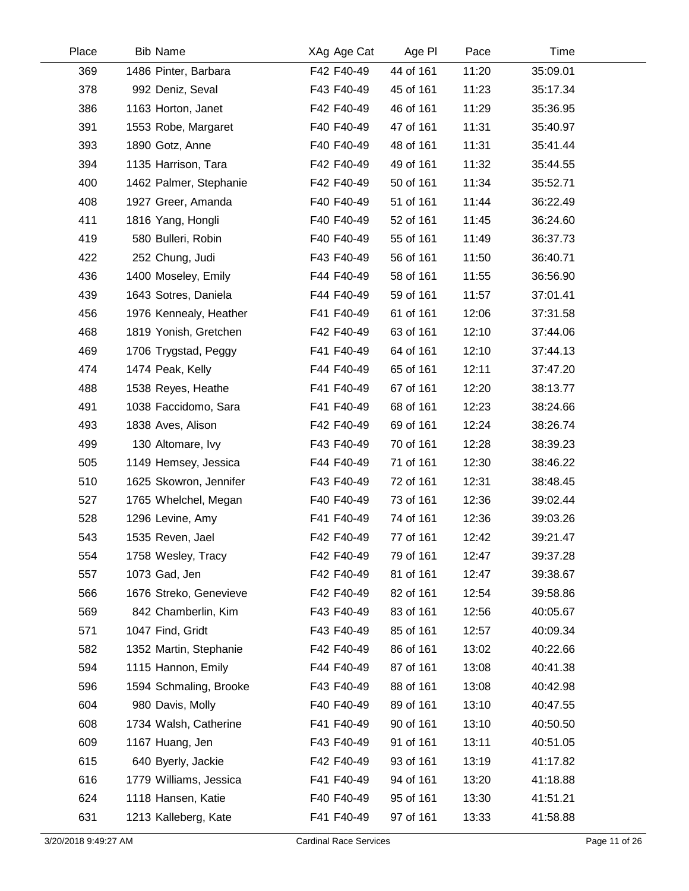| Place | Bib | Name | XAg | Age Cat | Age Pl | Pace | Time |
|---|---|---|---|---|---|---|---|
| 369 | 1486 | Pinter, Barbara | F42 | F40-49 | 44 of 161 | 11:20 | 35:09.01 |
| 378 | 992 | Deniz, Seval | F43 | F40-49 | 45 of 161 | 11:23 | 35:17.34 |
| 386 | 1163 | Horton, Janet | F42 | F40-49 | 46 of 161 | 11:29 | 35:36.95 |
| 391 | 1553 | Robe, Margaret | F40 | F40-49 | 47 of 161 | 11:31 | 35:40.97 |
| 393 | 1890 | Gotz, Anne | F40 | F40-49 | 48 of 161 | 11:31 | 35:41.44 |
| 394 | 1135 | Harrison, Tara | F42 | F40-49 | 49 of 161 | 11:32 | 35:44.55 |
| 400 | 1462 | Palmer, Stephanie | F42 | F40-49 | 50 of 161 | 11:34 | 35:52.71 |
| 408 | 1927 | Greer, Amanda | F40 | F40-49 | 51 of 161 | 11:44 | 36:22.49 |
| 411 | 1816 | Yang, Hongli | F40 | F40-49 | 52 of 161 | 11:45 | 36:24.60 |
| 419 | 580 | Bulleri, Robin | F40 | F40-49 | 55 of 161 | 11:49 | 36:37.73 |
| 422 | 252 | Chung, Judi | F43 | F40-49 | 56 of 161 | 11:50 | 36:40.71 |
| 436 | 1400 | Moseley, Emily | F44 | F40-49 | 58 of 161 | 11:55 | 36:56.90 |
| 439 | 1643 | Sotres, Daniela | F44 | F40-49 | 59 of 161 | 11:57 | 37:01.41 |
| 456 | 1976 | Kennealy, Heather | F41 | F40-49 | 61 of 161 | 12:06 | 37:31.58 |
| 468 | 1819 | Yonish, Gretchen | F42 | F40-49 | 63 of 161 | 12:10 | 37:44.06 |
| 469 | 1706 | Trygstad, Peggy | F41 | F40-49 | 64 of 161 | 12:10 | 37:44.13 |
| 474 | 1474 | Peak, Kelly | F44 | F40-49 | 65 of 161 | 12:11 | 37:47.20 |
| 488 | 1538 | Reyes, Heathe | F41 | F40-49 | 67 of 161 | 12:20 | 38:13.77 |
| 491 | 1038 | Faccidomo, Sara | F41 | F40-49 | 68 of 161 | 12:23 | 38:24.66 |
| 493 | 1838 | Aves, Alison | F42 | F40-49 | 69 of 161 | 12:24 | 38:26.74 |
| 499 | 130 | Altomare, Ivy | F43 | F40-49 | 70 of 161 | 12:28 | 38:39.23 |
| 505 | 1149 | Hemsey, Jessica | F44 | F40-49 | 71 of 161 | 12:30 | 38:46.22 |
| 510 | 1625 | Skowron, Jennifer | F43 | F40-49 | 72 of 161 | 12:31 | 38:48.45 |
| 527 | 1765 | Whelchel, Megan | F40 | F40-49 | 73 of 161 | 12:36 | 39:02.44 |
| 528 | 1296 | Levine, Amy | F41 | F40-49 | 74 of 161 | 12:36 | 39:03.26 |
| 543 | 1535 | Reven, Jael | F42 | F40-49 | 77 of 161 | 12:42 | 39:21.47 |
| 554 | 1758 | Wesley, Tracy | F42 | F40-49 | 79 of 161 | 12:47 | 39:37.28 |
| 557 | 1073 | Gad, Jen | F42 | F40-49 | 81 of 161 | 12:47 | 39:38.67 |
| 566 | 1676 | Streko, Genevieve | F42 | F40-49 | 82 of 161 | 12:54 | 39:58.86 |
| 569 | 842 | Chamberlin, Kim | F43 | F40-49 | 83 of 161 | 12:56 | 40:05.67 |
| 571 | 1047 | Find, Gridt | F43 | F40-49 | 85 of 161 | 12:57 | 40:09.34 |
| 582 | 1352 | Martin, Stephanie | F42 | F40-49 | 86 of 161 | 13:02 | 40:22.66 |
| 594 | 1115 | Hannon, Emily | F44 | F40-49 | 87 of 161 | 13:08 | 40:41.38 |
| 596 | 1594 | Schmaling, Brooke | F43 | F40-49 | 88 of 161 | 13:08 | 40:42.98 |
| 604 | 980 | Davis, Molly | F40 | F40-49 | 89 of 161 | 13:10 | 40:47.55 |
| 608 | 1734 | Walsh, Catherine | F41 | F40-49 | 90 of 161 | 13:10 | 40:50.50 |
| 609 | 1167 | Huang, Jen | F43 | F40-49 | 91 of 161 | 13:11 | 40:51.05 |
| 615 | 640 | Byerly, Jackie | F42 | F40-49 | 93 of 161 | 13:19 | 41:17.82 |
| 616 | 1779 | Williams, Jessica | F41 | F40-49 | 94 of 161 | 13:20 | 41:18.88 |
| 624 | 1118 | Hansen, Katie | F40 | F40-49 | 95 of 161 | 13:30 | 41:51.21 |
| 631 | 1213 | Kalleberg, Kate | F41 | F40-49 | 97 of 161 | 13:33 | 41:58.88 |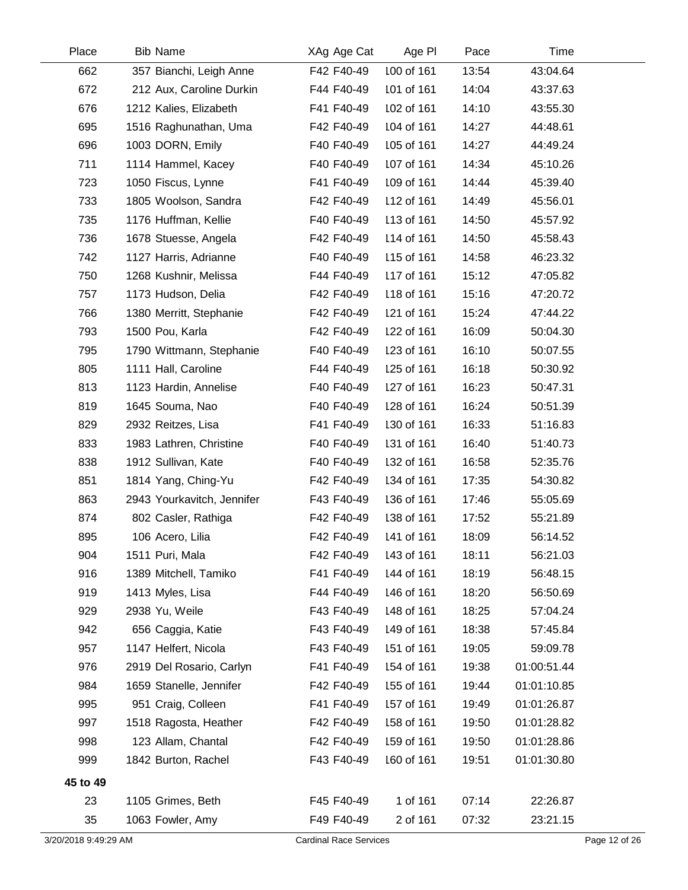| Place | Bib | Name | XAg | Age Cat | Age Pl | Pace | Time |
|---|---|---|---|---|---|---|---|
| 662 | 357 | Bianchi, Leigh Anne | F42 | F40-49 | 100 of 161 | 13:54 | 43:04.64 |
| 672 | 212 | Aux, Caroline Durkin | F44 | F40-49 | 101 of 161 | 14:04 | 43:37.63 |
| 676 | 1212 | Kalies, Elizabeth | F41 | F40-49 | 102 of 161 | 14:10 | 43:55.30 |
| 695 | 1516 | Raghunathan, Uma | F42 | F40-49 | 104 of 161 | 14:27 | 44:48.61 |
| 696 | 1003 | DORN, Emily | F40 | F40-49 | 105 of 161 | 14:27 | 44:49.24 |
| 711 | 1114 | Hammel, Kacey | F40 | F40-49 | 107 of 161 | 14:34 | 45:10.26 |
| 723 | 1050 | Fiscus, Lynne | F41 | F40-49 | 109 of 161 | 14:44 | 45:39.40 |
| 733 | 1805 | Woolson, Sandra | F42 | F40-49 | 112 of 161 | 14:49 | 45:56.01 |
| 735 | 1176 | Huffman, Kellie | F40 | F40-49 | 113 of 161 | 14:50 | 45:57.92 |
| 736 | 1678 | Stuesse, Angela | F42 | F40-49 | 114 of 161 | 14:50 | 45:58.43 |
| 742 | 1127 | Harris, Adrianne | F40 | F40-49 | 115 of 161 | 14:58 | 46:23.32 |
| 750 | 1268 | Kushnir, Melissa | F44 | F40-49 | 117 of 161 | 15:12 | 47:05.82 |
| 757 | 1173 | Hudson, Delia | F42 | F40-49 | 118 of 161 | 15:16 | 47:20.72 |
| 766 | 1380 | Merritt, Stephanie | F42 | F40-49 | 121 of 161 | 15:24 | 47:44.22 |
| 793 | 1500 | Pou, Karla | F42 | F40-49 | 122 of 161 | 16:09 | 50:04.30 |
| 795 | 1790 | Wittmann, Stephanie | F40 | F40-49 | 123 of 161 | 16:10 | 50:07.55 |
| 805 | 1111 | Hall, Caroline | F44 | F40-49 | 125 of 161 | 16:18 | 50:30.92 |
| 813 | 1123 | Hardin, Annelise | F40 | F40-49 | 127 of 161 | 16:23 | 50:47.31 |
| 819 | 1645 | Souma, Nao | F40 | F40-49 | 128 of 161 | 16:24 | 50:51.39 |
| 829 | 2932 | Reitzes, Lisa | F41 | F40-49 | 130 of 161 | 16:33 | 51:16.83 |
| 833 | 1983 | Lathren, Christine | F40 | F40-49 | 131 of 161 | 16:40 | 51:40.73 |
| 838 | 1912 | Sullivan, Kate | F40 | F40-49 | 132 of 161 | 16:58 | 52:35.76 |
| 851 | 1814 | Yang, Ching-Yu | F42 | F40-49 | 134 of 161 | 17:35 | 54:30.82 |
| 863 | 2943 | Yourkavitch, Jennifer | F43 | F40-49 | 136 of 161 | 17:46 | 55:05.69 |
| 874 | 802 | Casler, Rathiga | F42 | F40-49 | 138 of 161 | 17:52 | 55:21.89 |
| 895 | 106 | Acero, Lilia | F42 | F40-49 | 141 of 161 | 18:09 | 56:14.52 |
| 904 | 1511 | Puri, Mala | F42 | F40-49 | 143 of 161 | 18:11 | 56:21.03 |
| 916 | 1389 | Mitchell, Tamiko | F41 | F40-49 | 144 of 161 | 18:19 | 56:48.15 |
| 919 | 1413 | Myles, Lisa | F44 | F40-49 | 146 of 161 | 18:20 | 56:50.69 |
| 929 | 2938 | Yu, Weile | F43 | F40-49 | 148 of 161 | 18:25 | 57:04.24 |
| 942 | 656 | Caggia, Katie | F43 | F40-49 | 149 of 161 | 18:38 | 57:45.84 |
| 957 | 1147 | Helfert, Nicola | F43 | F40-49 | 151 of 161 | 19:05 | 59:09.78 |
| 976 | 2919 | Del Rosario, Carlyn | F41 | F40-49 | 154 of 161 | 19:38 | 01:00:51.44 |
| 984 | 1659 | Stanelle, Jennifer | F42 | F40-49 | 155 of 161 | 19:44 | 01:01:10.85 |
| 995 | 951 | Craig, Colleen | F41 | F40-49 | 157 of 161 | 19:49 | 01:01:26.87 |
| 997 | 1518 | Ragosta, Heather | F42 | F40-49 | 158 of 161 | 19:50 | 01:01:28.82 |
| 998 | 123 | Allam, Chantal | F42 | F40-49 | 159 of 161 | 19:50 | 01:01:28.86 |
| 999 | 1842 | Burton, Rachel | F43 | F40-49 | 160 of 161 | 19:51 | 01:01:30.80 |
| **45 to 49** | | | | | | | |
| 23 | 1105 | Grimes, Beth | F45 | F40-49 | 1 of 161 | 07:14 | 22:26.87 |
| 35 | 1063 | Fowler, Amy | F49 | F40-49 | 2 of 161 | 07:32 | 23:21.15 |

3/20/2018 9:49:29 AM — Cardinal Race Services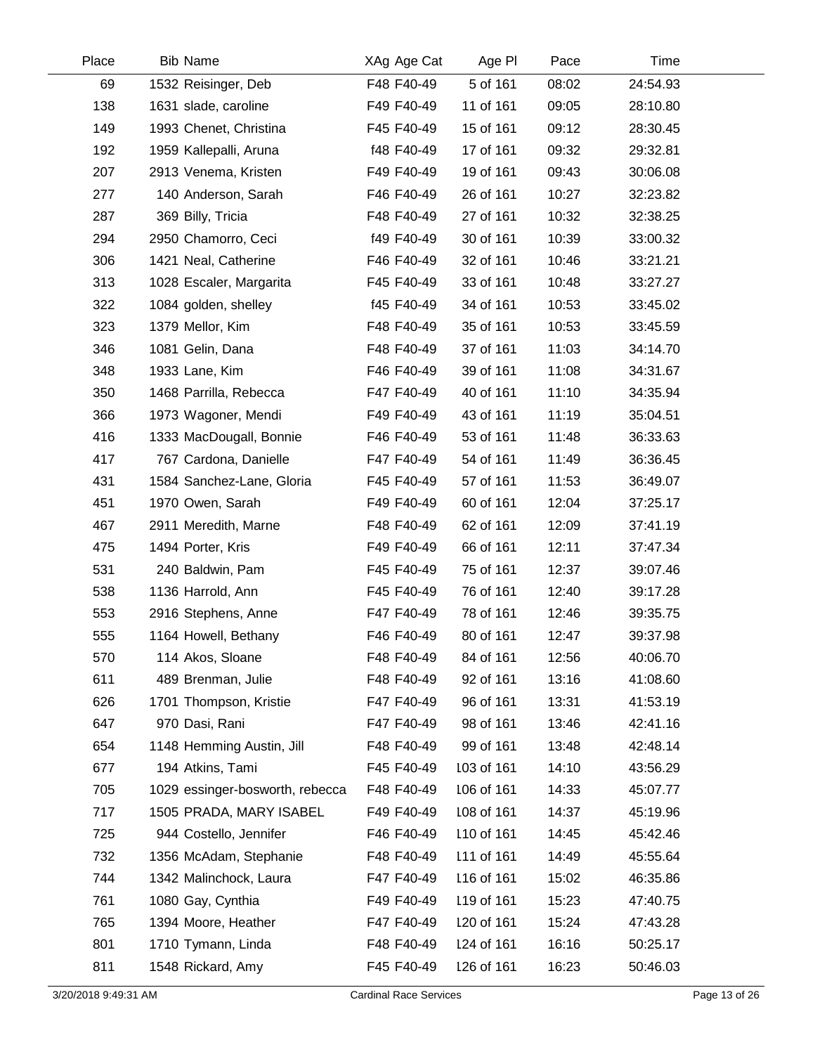| Place | Bib | Name | XAg | Age Cat | Age Pl | Pace | Time |
|---|---|---|---|---|---|---|---|
| 69 | 1532 | Reisinger, Deb | F48 | F40-49 | 5 of 161 | 08:02 | 24:54.93 |
| 138 | 1631 | slade, caroline | F49 | F40-49 | 11 of 161 | 09:05 | 28:10.80 |
| 149 | 1993 | Chenet, Christina | F45 | F40-49 | 15 of 161 | 09:12 | 28:30.45 |
| 192 | 1959 | Kallepalli, Aruna | f48 | F40-49 | 17 of 161 | 09:32 | 29:32.81 |
| 207 | 2913 | Venema, Kristen | F49 | F40-49 | 19 of 161 | 09:43 | 30:06.08 |
| 277 | 140 | Anderson, Sarah | F46 | F40-49 | 26 of 161 | 10:27 | 32:23.82 |
| 287 | 369 | Billy, Tricia | F48 | F40-49 | 27 of 161 | 10:32 | 32:38.25 |
| 294 | 2950 | Chamorro, Ceci | f49 | F40-49 | 30 of 161 | 10:39 | 33:00.32 |
| 306 | 1421 | Neal, Catherine | F46 | F40-49 | 32 of 161 | 10:46 | 33:21.21 |
| 313 | 1028 | Escaler, Margarita | F45 | F40-49 | 33 of 161 | 10:48 | 33:27.27 |
| 322 | 1084 | golden, shelley | f45 | F40-49 | 34 of 161 | 10:53 | 33:45.02 |
| 323 | 1379 | Mellor, Kim | F48 | F40-49 | 35 of 161 | 10:53 | 33:45.59 |
| 346 | 1081 | Gelin, Dana | F48 | F40-49 | 37 of 161 | 11:03 | 34:14.70 |
| 348 | 1933 | Lane, Kim | F46 | F40-49 | 39 of 161 | 11:08 | 34:31.67 |
| 350 | 1468 | Parrilla, Rebecca | F47 | F40-49 | 40 of 161 | 11:10 | 34:35.94 |
| 366 | 1973 | Wagoner, Mendi | F49 | F40-49 | 43 of 161 | 11:19 | 35:04.51 |
| 416 | 1333 | MacDougall, Bonnie | F46 | F40-49 | 53 of 161 | 11:48 | 36:33.63 |
| 417 | 767 | Cardona, Danielle | F47 | F40-49 | 54 of 161 | 11:49 | 36:36.45 |
| 431 | 1584 | Sanchez-Lane, Gloria | F45 | F40-49 | 57 of 161 | 11:53 | 36:49.07 |
| 451 | 1970 | Owen, Sarah | F49 | F40-49 | 60 of 161 | 12:04 | 37:25.17 |
| 467 | 2911 | Meredith, Marne | F48 | F40-49 | 62 of 161 | 12:09 | 37:41.19 |
| 475 | 1494 | Porter, Kris | F49 | F40-49 | 66 of 161 | 12:11 | 37:47.34 |
| 531 | 240 | Baldwin, Pam | F45 | F40-49 | 75 of 161 | 12:37 | 39:07.46 |
| 538 | 1136 | Harrold, Ann | F45 | F40-49 | 76 of 161 | 12:40 | 39:17.28 |
| 553 | 2916 | Stephens, Anne | F47 | F40-49 | 78 of 161 | 12:46 | 39:35.75 |
| 555 | 1164 | Howell, Bethany | F46 | F40-49 | 80 of 161 | 12:47 | 39:37.98 |
| 570 | 114 | Akos, Sloane | F48 | F40-49 | 84 of 161 | 12:56 | 40:06.70 |
| 611 | 489 | Brenman, Julie | F48 | F40-49 | 92 of 161 | 13:16 | 41:08.60 |
| 626 | 1701 | Thompson, Kristie | F47 | F40-49 | 96 of 161 | 13:31 | 41:53.19 |
| 647 | 970 | Dasi, Rani | F47 | F40-49 | 98 of 161 | 13:46 | 42:41.16 |
| 654 | 1148 | Hemming Austin, Jill | F48 | F40-49 | 99 of 161 | 13:48 | 42:48.14 |
| 677 | 194 | Atkins, Tami | F45 | F40-49 | 103 of 161 | 14:10 | 43:56.29 |
| 705 | 1029 | essinger-bosworth, rebecca | F48 | F40-49 | 106 of 161 | 14:33 | 45:07.77 |
| 717 | 1505 | PRADA, MARY ISABEL | F49 | F40-49 | 108 of 161 | 14:37 | 45:19.96 |
| 725 | 944 | Costello, Jennifer | F46 | F40-49 | 110 of 161 | 14:45 | 45:42.46 |
| 732 | 1356 | McAdam, Stephanie | F48 | F40-49 | 111 of 161 | 14:49 | 45:55.64 |
| 744 | 1342 | Malinchock, Laura | F47 | F40-49 | 116 of 161 | 15:02 | 46:35.86 |
| 761 | 1080 | Gay, Cynthia | F49 | F40-49 | 119 of 161 | 15:23 | 47:40.75 |
| 765 | 1394 | Moore, Heather | F47 | F40-49 | 120 of 161 | 15:24 | 47:43.28 |
| 801 | 1710 | Tymann, Linda | F48 | F40-49 | 124 of 161 | 16:16 | 50:25.17 |
| 811 | 1548 | Rickard, Amy | F45 | F40-49 | 126 of 161 | 16:23 | 50:46.03 |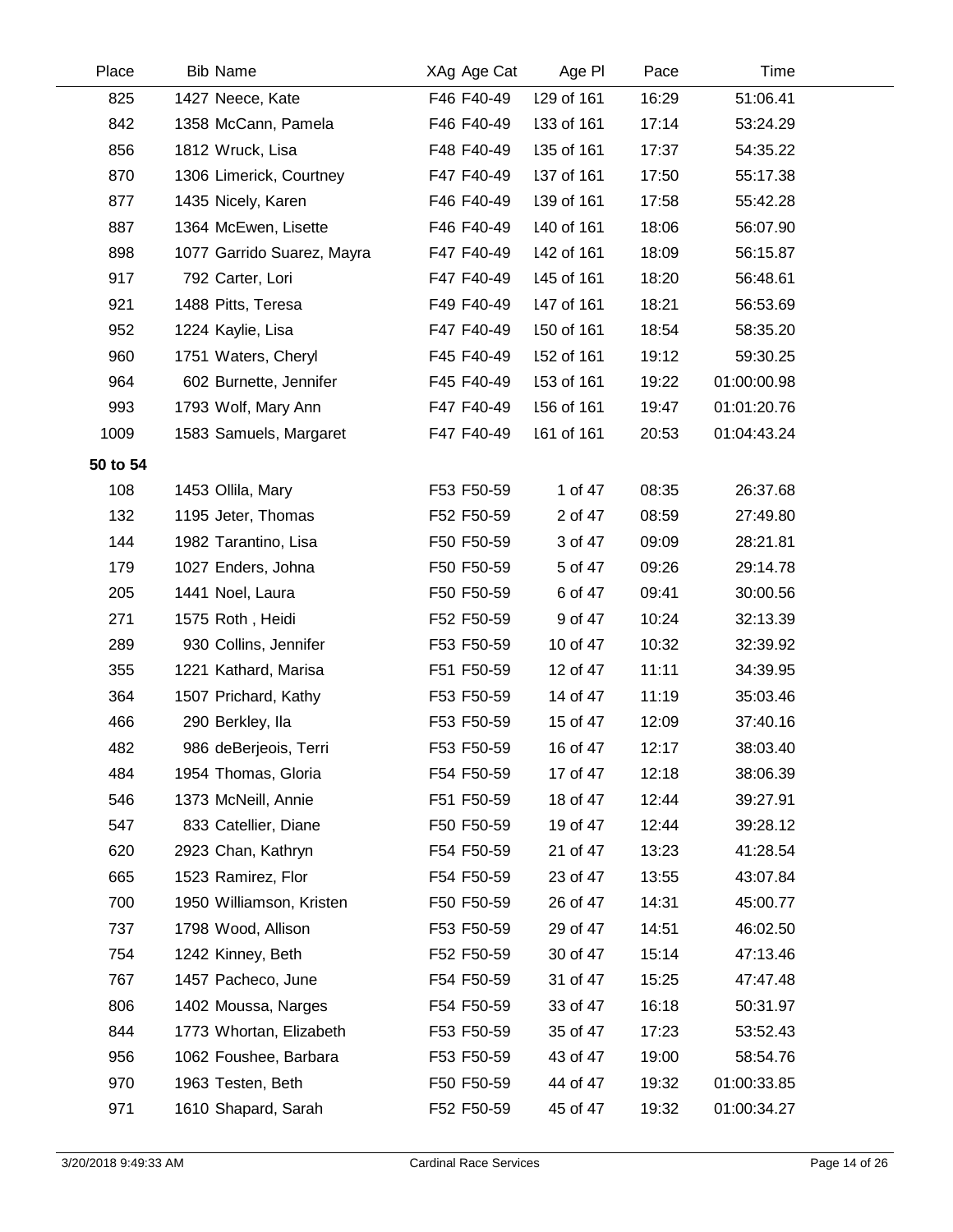| Place | Bib | Name | XAg | Age Cat | Age Pl | Pace | Time |
|---|---|---|---|---|---|---|---|
| 825 | 1427 | Neece, Kate | F46 | F40-49 | 129 of 161 | 16:29 | 51:06.41 |
| 842 | 1358 | McCann, Pamela | F46 | F40-49 | 133 of 161 | 17:14 | 53:24.29 |
| 856 | 1812 | Wruck, Lisa | F48 | F40-49 | 135 of 161 | 17:37 | 54:35.22 |
| 870 | 1306 | Limerick, Courtney | F47 | F40-49 | 137 of 161 | 17:50 | 55:17.38 |
| 877 | 1435 | Nicely, Karen | F46 | F40-49 | 139 of 161 | 17:58 | 55:42.28 |
| 887 | 1364 | McEwen, Lisette | F46 | F40-49 | 140 of 161 | 18:06 | 56:07.90 |
| 898 | 1077 | Garrido Suarez, Mayra | F47 | F40-49 | 142 of 161 | 18:09 | 56:15.87 |
| 917 | 792 | Carter, Lori | F47 | F40-49 | 145 of 161 | 18:20 | 56:48.61 |
| 921 | 1488 | Pitts, Teresa | F49 | F40-49 | 147 of 161 | 18:21 | 56:53.69 |
| 952 | 1224 | Kaylie, Lisa | F47 | F40-49 | 150 of 161 | 18:54 | 58:35.20 |
| 960 | 1751 | Waters, Cheryl | F45 | F40-49 | 152 of 161 | 19:12 | 59:30.25 |
| 964 | 602 | Burnette, Jennifer | F45 | F40-49 | 153 of 161 | 19:22 | 01:00:00.98 |
| 993 | 1793 | Wolf, Mary Ann | F47 | F40-49 | 156 of 161 | 19:47 | 01:01:20.76 |
| 1009 | 1583 | Samuels, Margaret | F47 | F40-49 | 161 of 161 | 20:53 | 01:04:43.24 |
| **50 to 54** | | | | | | | |
| 108 | 1453 | Ollila, Mary | F53 | F50-59 | 1 of 47 | 08:35 | 26:37.68 |
| 132 | 1195 | Jeter, Thomas | F52 | F50-59 | 2 of 47 | 08:59 | 27:49.80 |
| 144 | 1982 | Tarantino, Lisa | F50 | F50-59 | 3 of 47 | 09:09 | 28:21.81 |
| 179 | 1027 | Enders, Johna | F50 | F50-59 | 5 of 47 | 09:26 | 29:14.78 |
| 205 | 1441 | Noel, Laura | F50 | F50-59 | 6 of 47 | 09:41 | 30:00.56 |
| 271 | 1575 | Roth , Heidi | F52 | F50-59 | 9 of 47 | 10:24 | 32:13.39 |
| 289 | 930 | Collins, Jennifer | F53 | F50-59 | 10 of 47 | 10:32 | 32:39.92 |
| 355 | 1221 | Kathard, Marisa | F51 | F50-59 | 12 of 47 | 11:11 | 34:39.95 |
| 364 | 1507 | Prichard, Kathy | F53 | F50-59 | 14 of 47 | 11:19 | 35:03.46 |
| 466 | 290 | Berkley, Ila | F53 | F50-59 | 15 of 47 | 12:09 | 37:40.16 |
| 482 | 986 | deBerjeois, Terri | F53 | F50-59 | 16 of 47 | 12:17 | 38:03.40 |
| 484 | 1954 | Thomas, Gloria | F54 | F50-59 | 17 of 47 | 12:18 | 38:06.39 |
| 546 | 1373 | McNeill, Annie | F51 | F50-59 | 18 of 47 | 12:44 | 39:27.91 |
| 547 | 833 | Catellier, Diane | F50 | F50-59 | 19 of 47 | 12:44 | 39:28.12 |
| 620 | 2923 | Chan, Kathryn | F54 | F50-59 | 21 of 47 | 13:23 | 41:28.54 |
| 665 | 1523 | Ramirez, Flor | F54 | F50-59 | 23 of 47 | 13:55 | 43:07.84 |
| 700 | 1950 | Williamson, Kristen | F50 | F50-59 | 26 of 47 | 14:31 | 45:00.77 |
| 737 | 1798 | Wood, Allison | F53 | F50-59 | 29 of 47 | 14:51 | 46:02.50 |
| 754 | 1242 | Kinney, Beth | F52 | F50-59 | 30 of 47 | 15:14 | 47:13.46 |
| 767 | 1457 | Pacheco, June | F54 | F50-59 | 31 of 47 | 15:25 | 47:47.48 |
| 806 | 1402 | Moussa, Narges | F54 | F50-59 | 33 of 47 | 16:18 | 50:31.97 |
| 844 | 1773 | Whortan, Elizabeth | F53 | F50-59 | 35 of 47 | 17:23 | 53:52.43 |
| 956 | 1062 | Foushee, Barbara | F53 | F50-59 | 43 of 47 | 19:00 | 58:54.76 |
| 970 | 1963 | Testen, Beth | F50 | F50-59 | 44 of 47 | 19:32 | 01:00:33.85 |
| 971 | 1610 | Shapard, Sarah | F52 | F50-59 | 45 of 47 | 19:32 | 01:00:34.27 |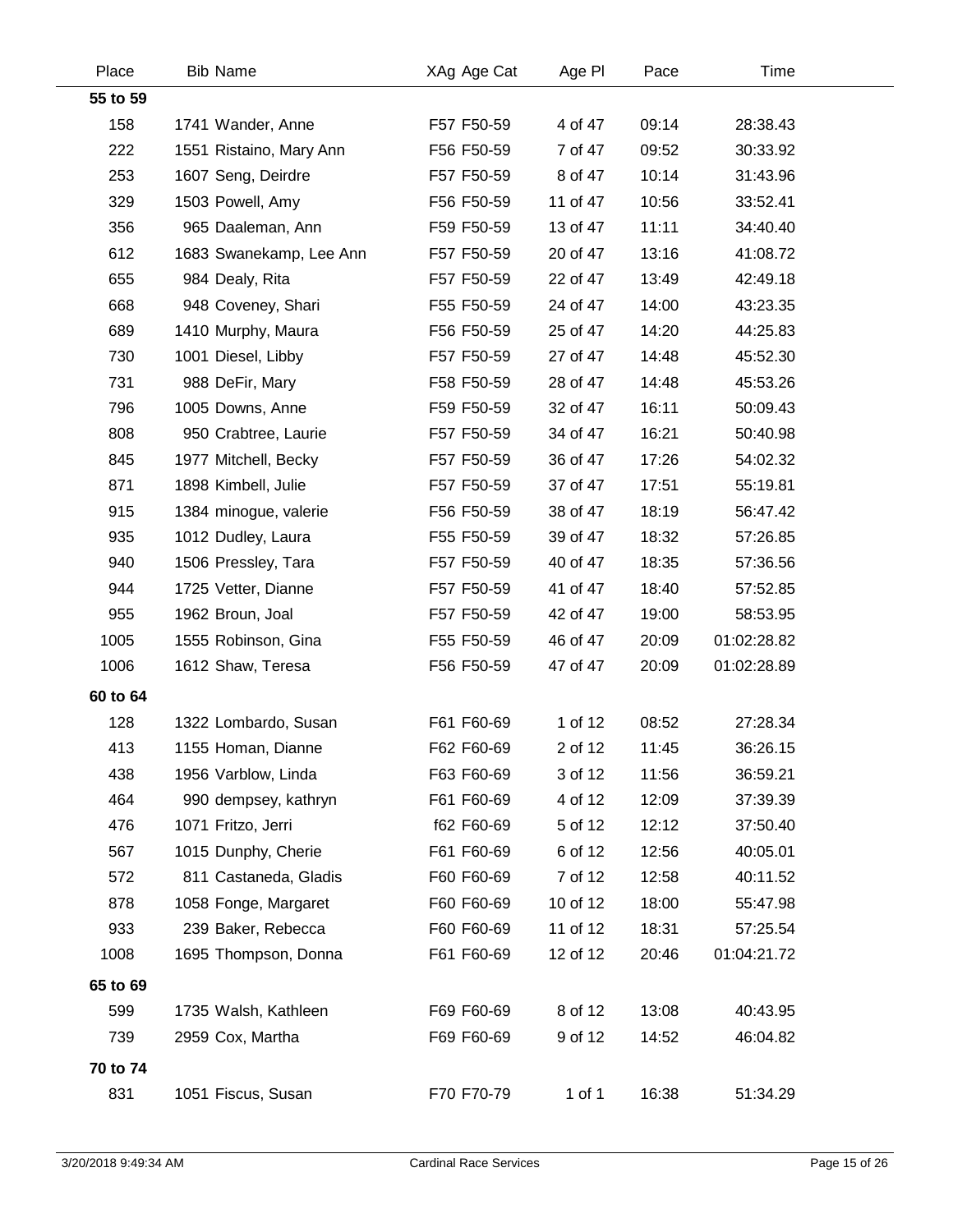| Place | Bib | Name | XAg | Age Cat | Age Pl | Pace | Time |
|---|---|---|---|---|---|---|---|
| **55 to 59** | | | | | | | |
| 158 | 1741 | Wander, Anne | F57 | F50-59 | 4 of 47 | 09:14 | 28:38.43 |
| 222 | 1551 | Ristaino, Mary Ann | F56 | F50-59 | 7 of 47 | 09:52 | 30:33.92 |
| 253 | 1607 | Seng, Deirdre | F57 | F50-59 | 8 of 47 | 10:14 | 31:43.96 |
| 329 | 1503 | Powell, Amy | F56 | F50-59 | 11 of 47 | 10:56 | 33:52.41 |
| 356 | 965 | Daaleman, Ann | F59 | F50-59 | 13 of 47 | 11:11 | 34:40.40 |
| 612 | 1683 | Swanekamp, Lee Ann | F57 | F50-59 | 20 of 47 | 13:16 | 41:08.72 |
| 655 | 984 | Dealy, Rita | F57 | F50-59 | 22 of 47 | 13:49 | 42:49.18 |
| 668 | 948 | Coveney, Shari | F55 | F50-59 | 24 of 47 | 14:00 | 43:23.35 |
| 689 | 1410 | Murphy, Maura | F56 | F50-59 | 25 of 47 | 14:20 | 44:25.83 |
| 730 | 1001 | Diesel, Libby | F57 | F50-59 | 27 of 47 | 14:48 | 45:52.30 |
| 731 | 988 | DeFir, Mary | F58 | F50-59 | 28 of 47 | 14:48 | 45:53.26 |
| 796 | 1005 | Downs, Anne | F59 | F50-59 | 32 of 47 | 16:11 | 50:09.43 |
| 808 | 950 | Crabtree, Laurie | F57 | F50-59 | 34 of 47 | 16:21 | 50:40.98 |
| 845 | 1977 | Mitchell, Becky | F57 | F50-59 | 36 of 47 | 17:26 | 54:02.32 |
| 871 | 1898 | Kimbell, Julie | F57 | F50-59 | 37 of 47 | 17:51 | 55:19.81 |
| 915 | 1384 | minogue, valerie | F56 | F50-59 | 38 of 47 | 18:19 | 56:47.42 |
| 935 | 1012 | Dudley, Laura | F55 | F50-59 | 39 of 47 | 18:32 | 57:26.85 |
| 940 | 1506 | Pressley, Tara | F57 | F50-59 | 40 of 47 | 18:35 | 57:36.56 |
| 944 | 1725 | Vetter, Dianne | F57 | F50-59 | 41 of 47 | 18:40 | 57:52.85 |
| 955 | 1962 | Broun, Joal | F57 | F50-59 | 42 of 47 | 19:00 | 58:53.95 |
| 1005 | 1555 | Robinson, Gina | F55 | F50-59 | 46 of 47 | 20:09 | 01:02:28.82 |
| 1006 | 1612 | Shaw, Teresa | F56 | F50-59 | 47 of 47 | 20:09 | 01:02:28.89 |
| **60 to 64** | | | | | | | |
| 128 | 1322 | Lombardo, Susan | F61 | F60-69 | 1 of 12 | 08:52 | 27:28.34 |
| 413 | 1155 | Homan, Dianne | F62 | F60-69 | 2 of 12 | 11:45 | 36:26.15 |
| 438 | 1956 | Varblow, Linda | F63 | F60-69 | 3 of 12 | 11:56 | 36:59.21 |
| 464 | 990 | dempsey, kathryn | F61 | F60-69 | 4 of 12 | 12:09 | 37:39.39 |
| 476 | 1071 | Fritzo, Jerri | f62 | F60-69 | 5 of 12 | 12:12 | 37:50.40 |
| 567 | 1015 | Dunphy, Cherie | F61 | F60-69 | 6 of 12 | 12:56 | 40:05.01 |
| 572 | 811 | Castaneda, Gladis | F60 | F60-69 | 7 of 12 | 12:58 | 40:11.52 |
| 878 | 1058 | Fonge, Margaret | F60 | F60-69 | 10 of 12 | 18:00 | 55:47.98 |
| 933 | 239 | Baker, Rebecca | F60 | F60-69 | 11 of 12 | 18:31 | 57:25.54 |
| 1008 | 1695 | Thompson, Donna | F61 | F60-69 | 12 of 12 | 20:46 | 01:04:21.72 |
| **65 to 69** | | | | | | | |
| 599 | 1735 | Walsh, Kathleen | F69 | F60-69 | 8 of 12 | 13:08 | 40:43.95 |
| 739 | 2959 | Cox, Martha | F69 | F60-69 | 9 of 12 | 14:52 | 46:04.82 |
| **70 to 74** | | | | | | | |
| 831 | 1051 | Fiscus, Susan | F70 | F70-79 | 1 of 1 | 16:38 | 51:34.29 |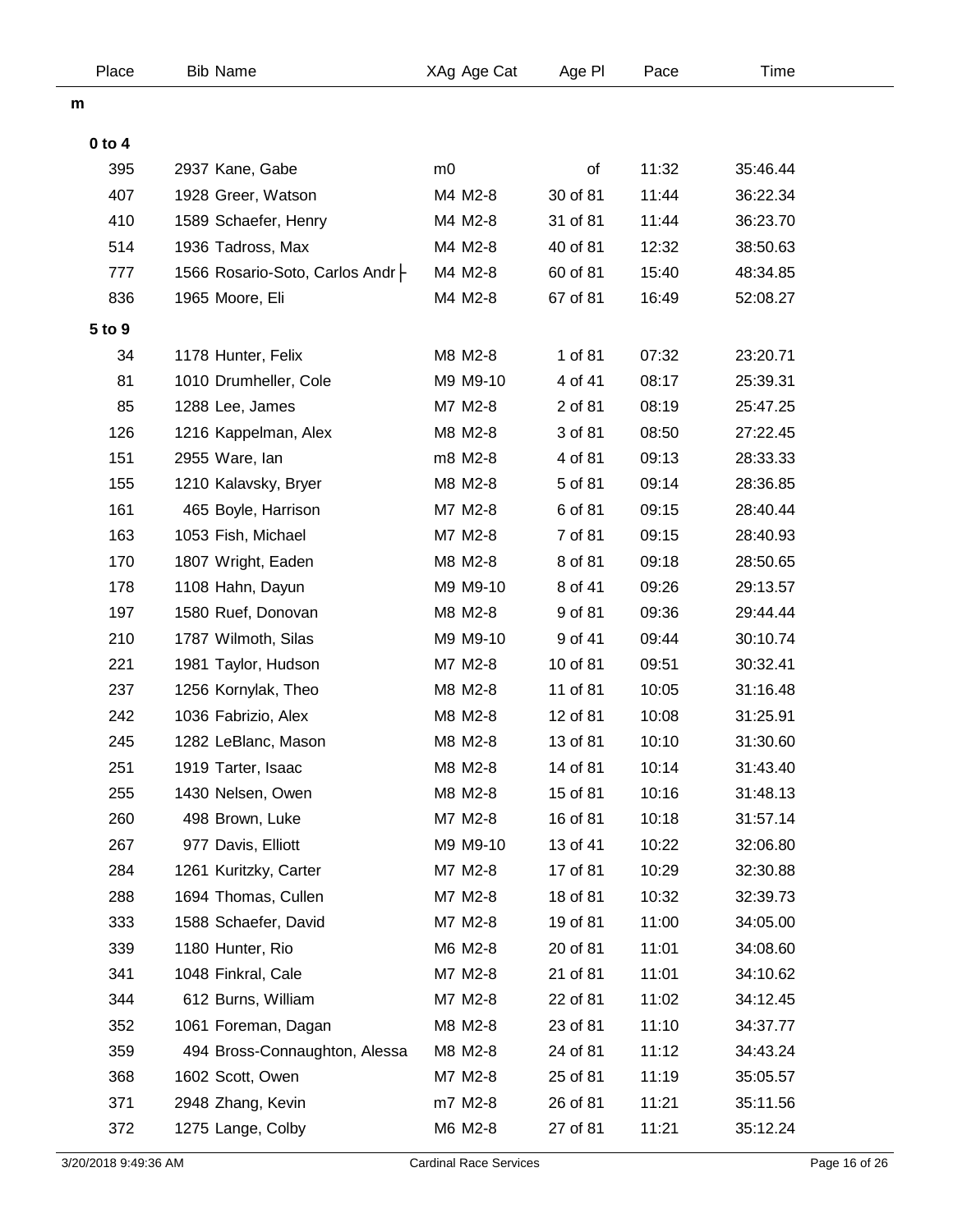| Place | Bib | Name | XAg | Age Cat | Age Pl | Pace | Time |
|---|---|---|---|---|---|---|---|
| **m** | | | | | | | |
| **0 to 4** | | | | | | | |
| 395 | 2937 | Kane, Gabe | m0 | | of | 11:32 | 35:46.44 |
| 407 | 1928 | Greer, Watson | M4 | M2-8 | 30 of 81 | 11:44 | 36:22.34 |
| 410 | 1589 | Schaefer, Henry | M4 | M2-8 | 31 of 81 | 11:44 | 36:23.70 |
| 514 | 1936 | Tadross, Max | M4 | M2-8 | 40 of 81 | 12:32 | 38:50.63 |
| 777 | 1566 | Rosario-Soto, Carlos Andr├ | M4 | M2-8 | 60 of 81 | 15:40 | 48:34.85 |
| 836 | 1965 | Moore, Eli | M4 | M2-8 | 67 of 81 | 16:49 | 52:08.27 |
| **5 to 9** | | | | | | | |
| 34 | 1178 | Hunter, Felix | M8 | M2-8 | 1 of 81 | 07:32 | 23:20.71 |
| 81 | 1010 | Drumheller, Cole | M9 | M9-10 | 4 of 41 | 08:17 | 25:39.31 |
| 85 | 1288 | Lee, James | M7 | M2-8 | 2 of 81 | 08:19 | 25:47.25 |
| 126 | 1216 | Kappelman, Alex | M8 | M2-8 | 3 of 81 | 08:50 | 27:22.45 |
| 151 | 2955 | Ware, Ian | m8 | M2-8 | 4 of 81 | 09:13 | 28:33.33 |
| 155 | 1210 | Kalavsky, Bryer | M8 | M2-8 | 5 of 81 | 09:14 | 28:36.85 |
| 161 | 465 | Boyle, Harrison | M7 | M2-8 | 6 of 81 | 09:15 | 28:40.44 |
| 163 | 1053 | Fish, Michael | M7 | M2-8 | 7 of 81 | 09:15 | 28:40.93 |
| 170 | 1807 | Wright, Eaden | M8 | M2-8 | 8 of 81 | 09:18 | 28:50.65 |
| 178 | 1108 | Hahn, Dayun | M9 | M9-10 | 8 of 41 | 09:26 | 29:13.57 |
| 197 | 1580 | Ruef, Donovan | M8 | M2-8 | 9 of 81 | 09:36 | 29:44.44 |
| 210 | 1787 | Wilmoth, Silas | M9 | M9-10 | 9 of 41 | 09:44 | 30:10.74 |
| 221 | 1981 | Taylor, Hudson | M7 | M2-8 | 10 of 81 | 09:51 | 30:32.41 |
| 237 | 1256 | Kornylak, Theo | M8 | M2-8 | 11 of 81 | 10:05 | 31:16.48 |
| 242 | 1036 | Fabrizio, Alex | M8 | M2-8 | 12 of 81 | 10:08 | 31:25.91 |
| 245 | 1282 | LeBlanc, Mason | M8 | M2-8 | 13 of 81 | 10:10 | 31:30.60 |
| 251 | 1919 | Tarter, Isaac | M8 | M2-8 | 14 of 81 | 10:14 | 31:43.40 |
| 255 | 1430 | Nelsen, Owen | M8 | M2-8 | 15 of 81 | 10:16 | 31:48.13 |
| 260 | 498 | Brown, Luke | M7 | M2-8 | 16 of 81 | 10:18 | 31:57.14 |
| 267 | 977 | Davis, Elliott | M9 | M9-10 | 13 of 41 | 10:22 | 32:06.80 |
| 284 | 1261 | Kuritzky, Carter | M7 | M2-8 | 17 of 81 | 10:29 | 32:30.88 |
| 288 | 1694 | Thomas, Cullen | M7 | M2-8 | 18 of 81 | 10:32 | 32:39.73 |
| 333 | 1588 | Schaefer, David | M7 | M2-8 | 19 of 81 | 11:00 | 34:05.00 |
| 339 | 1180 | Hunter, Rio | M6 | M2-8 | 20 of 81 | 11:01 | 34:08.60 |
| 341 | 1048 | Finkral, Cale | M7 | M2-8 | 21 of 81 | 11:01 | 34:10.62 |
| 344 | 612 | Burns, William | M7 | M2-8 | 22 of 81 | 11:02 | 34:12.45 |
| 352 | 1061 | Foreman, Dagan | M8 | M2-8 | 23 of 81 | 11:10 | 34:37.77 |
| 359 | 494 | Bross-Connaughton, Alessa | M8 | M2-8 | 24 of 81 | 11:12 | 34:43.24 |
| 368 | 1602 | Scott, Owen | M7 | M2-8 | 25 of 81 | 11:19 | 35:05.57 |
| 371 | 2948 | Zhang, Kevin | m7 | M2-8 | 26 of 81 | 11:21 | 35:11.56 |
| 372 | 1275 | Lange, Colby | M6 | M2-8 | 27 of 81 | 11:21 | 35:12.24 |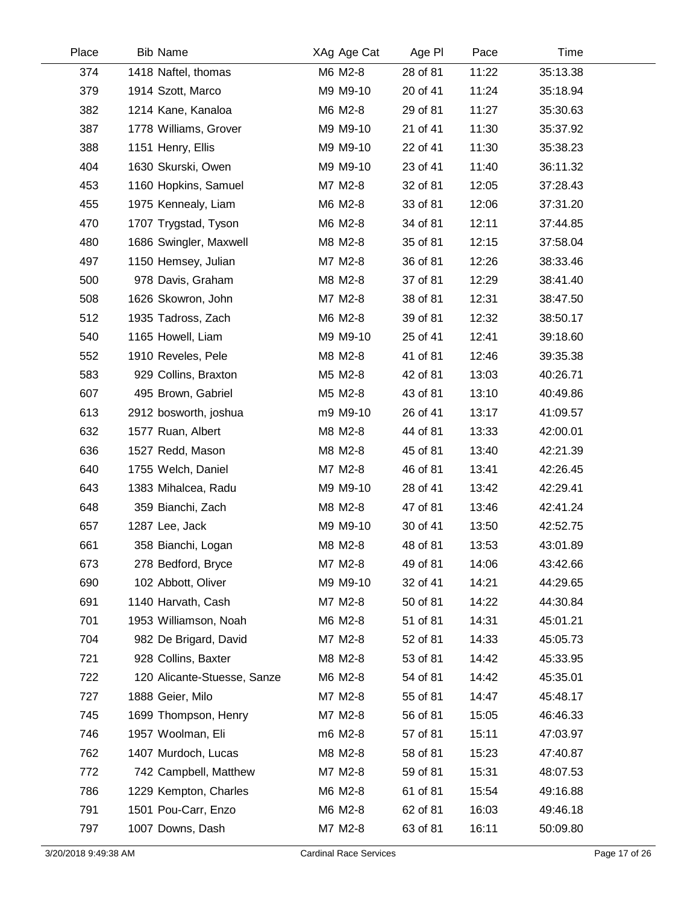| Place | Bib | Name | XAg | Age Cat | Age Pl | Pace | Time |
|---|---|---|---|---|---|---|---|
| 374 | 1418 | Naftel, thomas | M6 | M2-8 | 28 of 81 | 11:22 | 35:13.38 |
| 379 | 1914 | Szott, Marco | M9 | M9-10 | 20 of 41 | 11:24 | 35:18.94 |
| 382 | 1214 | Kane, Kanaloa | M6 | M2-8 | 29 of 81 | 11:27 | 35:30.63 |
| 387 | 1778 | Williams, Grover | M9 | M9-10 | 21 of 41 | 11:30 | 35:37.92 |
| 388 | 1151 | Henry, Ellis | M9 | M9-10 | 22 of 41 | 11:30 | 35:38.23 |
| 404 | 1630 | Skurski, Owen | M9 | M9-10 | 23 of 41 | 11:40 | 36:11.32 |
| 453 | 1160 | Hopkins, Samuel | M7 | M2-8 | 32 of 81 | 12:05 | 37:28.43 |
| 455 | 1975 | Kennealy, Liam | M6 | M2-8 | 33 of 81 | 12:06 | 37:31.20 |
| 470 | 1707 | Trygstad, Tyson | M6 | M2-8 | 34 of 81 | 12:11 | 37:44.85 |
| 480 | 1686 | Swingler, Maxwell | M8 | M2-8 | 35 of 81 | 12:15 | 37:58.04 |
| 497 | 1150 | Hemsey, Julian | M7 | M2-8 | 36 of 81 | 12:26 | 38:33.46 |
| 500 | 978 | Davis, Graham | M8 | M2-8 | 37 of 81 | 12:29 | 38:41.40 |
| 508 | 1626 | Skowron, John | M7 | M2-8 | 38 of 81 | 12:31 | 38:47.50 |
| 512 | 1935 | Tadross, Zach | M6 | M2-8 | 39 of 81 | 12:32 | 38:50.17 |
| 540 | 1165 | Howell, Liam | M9 | M9-10 | 25 of 41 | 12:41 | 39:18.60 |
| 552 | 1910 | Reveles, Pele | M8 | M2-8 | 41 of 81 | 12:46 | 39:35.38 |
| 583 | 929 | Collins, Braxton | M5 | M2-8 | 42 of 81 | 13:03 | 40:26.71 |
| 607 | 495 | Brown, Gabriel | M5 | M2-8 | 43 of 81 | 13:10 | 40:49.86 |
| 613 | 2912 | bosworth, joshua | m9 | M9-10 | 26 of 41 | 13:17 | 41:09.57 |
| 632 | 1577 | Ruan, Albert | M8 | M2-8 | 44 of 81 | 13:33 | 42:00.01 |
| 636 | 1527 | Redd, Mason | M8 | M2-8 | 45 of 81 | 13:40 | 42:21.39 |
| 640 | 1755 | Welch, Daniel | M7 | M2-8 | 46 of 81 | 13:41 | 42:26.45 |
| 643 | 1383 | Mihalcea, Radu | M9 | M9-10 | 28 of 41 | 13:42 | 42:29.41 |
| 648 | 359 | Bianchi, Zach | M8 | M2-8 | 47 of 81 | 13:46 | 42:41.24 |
| 657 | 1287 | Lee, Jack | M9 | M9-10 | 30 of 41 | 13:50 | 42:52.75 |
| 661 | 358 | Bianchi, Logan | M8 | M2-8 | 48 of 81 | 13:53 | 43:01.89 |
| 673 | 278 | Bedford, Bryce | M7 | M2-8 | 49 of 81 | 14:06 | 43:42.66 |
| 690 | 102 | Abbott, Oliver | M9 | M9-10 | 32 of 41 | 14:21 | 44:29.65 |
| 691 | 1140 | Harvath, Cash | M7 | M2-8 | 50 of 81 | 14:22 | 44:30.84 |
| 701 | 1953 | Williamson, Noah | M6 | M2-8 | 51 of 81 | 14:31 | 45:01.21 |
| 704 | 982 | De Brigard, David | M7 | M2-8 | 52 of 81 | 14:33 | 45:05.73 |
| 721 | 928 | Collins, Baxter | M8 | M2-8 | 53 of 81 | 14:42 | 45:33.95 |
| 722 | 120 | Alicante-Stuesse, Sanze | M6 | M2-8 | 54 of 81 | 14:42 | 45:35.01 |
| 727 | 1888 | Geier, Milo | M7 | M2-8 | 55 of 81 | 14:47 | 45:48.17 |
| 745 | 1699 | Thompson, Henry | M7 | M2-8 | 56 of 81 | 15:05 | 46:46.33 |
| 746 | 1957 | Woolman, Eli | m6 | M2-8 | 57 of 81 | 15:11 | 47:03.97 |
| 762 | 1407 | Murdoch, Lucas | M8 | M2-8 | 58 of 81 | 15:23 | 47:40.87 |
| 772 | 742 | Campbell, Matthew | M7 | M2-8 | 59 of 81 | 15:31 | 48:07.53 |
| 786 | 1229 | Kempton, Charles | M6 | M2-8 | 61 of 81 | 15:54 | 49:16.88 |
| 791 | 1501 | Pou-Carr, Enzo | M6 | M2-8 | 62 of 81 | 16:03 | 49:46.18 |
| 797 | 1007 | Downs, Dash | M7 | M2-8 | 63 of 81 | 16:11 | 50:09.80 |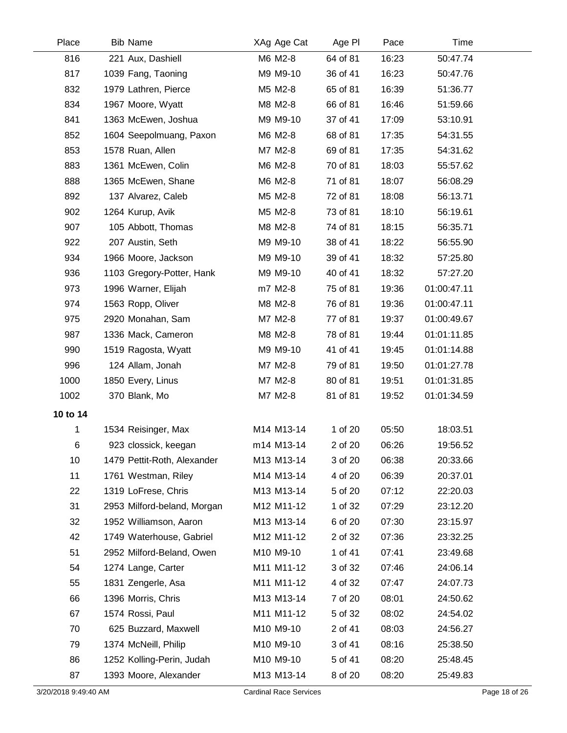| Place | Bib | Name | XAg | Age Cat | Age Pl | Pace | Time |
|---|---|---|---|---|---|---|---|
| 816 | 221 | Aux, Dashiell | M6 | M2-8 | 64 of 81 | 16:23 | 50:47.74 |
| 817 | 1039 | Fang, Taoning | M9 | M9-10 | 36 of 41 | 16:23 | 50:47.76 |
| 832 | 1979 | Lathren, Pierce | M5 | M2-8 | 65 of 81 | 16:39 | 51:36.77 |
| 834 | 1967 | Moore, Wyatt | M8 | M2-8 | 66 of 81 | 16:46 | 51:59.66 |
| 841 | 1363 | McEwen, Joshua | M9 | M9-10 | 37 of 41 | 17:09 | 53:10.91 |
| 852 | 1604 | Seepolmuang, Paxon | M6 | M2-8 | 68 of 81 | 17:35 | 54:31.55 |
| 853 | 1578 | Ruan, Allen | M7 | M2-8 | 69 of 81 | 17:35 | 54:31.62 |
| 883 | 1361 | McEwen, Colin | M6 | M2-8 | 70 of 81 | 18:03 | 55:57.62 |
| 888 | 1365 | McEwen, Shane | M6 | M2-8 | 71 of 81 | 18:07 | 56:08.29 |
| 892 | 137 | Alvarez, Caleb | M5 | M2-8 | 72 of 81 | 18:08 | 56:13.71 |
| 902 | 1264 | Kurup, Avik | M5 | M2-8 | 73 of 81 | 18:10 | 56:19.61 |
| 907 | 105 | Abbott, Thomas | M8 | M2-8 | 74 of 81 | 18:15 | 56:35.71 |
| 922 | 207 | Austin, Seth | M9 | M9-10 | 38 of 41 | 18:22 | 56:55.90 |
| 934 | 1966 | Moore, Jackson | M9 | M9-10 | 39 of 41 | 18:32 | 57:25.80 |
| 936 | 1103 | Gregory-Potter, Hank | M9 | M9-10 | 40 of 41 | 18:32 | 57:27.20 |
| 973 | 1996 | Warner, Elijah | m7 | M2-8 | 75 of 81 | 19:36 | 01:00:47.11 |
| 974 | 1563 | Ropp, Oliver | M8 | M2-8 | 76 of 81 | 19:36 | 01:00:47.11 |
| 975 | 2920 | Monahan, Sam | M7 | M2-8 | 77 of 81 | 19:37 | 01:00:49.67 |
| 987 | 1336 | Mack, Cameron | M8 | M2-8 | 78 of 81 | 19:44 | 01:01:11.85 |
| 990 | 1519 | Ragosta, Wyatt | M9 | M9-10 | 41 of 41 | 19:45 | 01:01:14.88 |
| 996 | 124 | Allam, Jonah | M7 | M2-8 | 79 of 81 | 19:50 | 01:01:27.78 |
| 1000 | 1850 | Every, Linus | M7 | M2-8 | 80 of 81 | 19:51 | 01:01:31.85 |
| 1002 | 370 | Blank, Mo | M7 | M2-8 | 81 of 81 | 19:52 | 01:01:34.59 |
| **10 to 14** | | | | | | | |
| 1 | 1534 | Reisinger, Max | M14 | M13-14 | 1 of 20 | 05:50 | 18:03.51 |
| 6 | 923 | clossick, keegan | m14 | M13-14 | 2 of 20 | 06:26 | 19:56.52 |
| 10 | 1479 | Pettit-Roth, Alexander | M13 | M13-14 | 3 of 20 | 06:38 | 20:33.66 |
| 11 | 1761 | Westman, Riley | M14 | M13-14 | 4 of 20 | 06:39 | 20:37.01 |
| 22 | 1319 | LoFrese, Chris | M13 | M13-14 | 5 of 20 | 07:12 | 22:20.03 |
| 31 | 2953 | Milford-beland, Morgan | M12 | M11-12 | 1 of 32 | 07:29 | 23:12.20 |
| 32 | 1952 | Williamson, Aaron | M13 | M13-14 | 6 of 20 | 07:30 | 23:15.97 |
| 42 | 1749 | Waterhouse, Gabriel | M12 | M11-12 | 2 of 32 | 07:36 | 23:32.25 |
| 51 | 2952 | Milford-Beland, Owen | M10 | M9-10 | 1 of 41 | 07:41 | 23:49.68 |
| 54 | 1274 | Lange, Carter | M11 | M11-12 | 3 of 32 | 07:46 | 24:06.14 |
| 55 | 1831 | Zengerle, Asa | M11 | M11-12 | 4 of 32 | 07:47 | 24:07.73 |
| 66 | 1396 | Morris, Chris | M13 | M13-14 | 7 of 20 | 08:01 | 24:50.62 |
| 67 | 1574 | Rossi, Paul | M11 | M11-12 | 5 of 32 | 08:02 | 24:54.02 |
| 70 | 625 | Buzzard, Maxwell | M10 | M9-10 | 2 of 41 | 08:03 | 24:56.27 |
| 79 | 1374 | McNeill, Philip | M10 | M9-10 | 3 of 41 | 08:16 | 25:38.50 |
| 86 | 1252 | Kolling-Perin, Judah | M10 | M9-10 | 5 of 41 | 08:20 | 25:48.45 |
| 87 | 1393 | Moore, Alexander | M13 | M13-14 | 8 of 20 | 08:20 | 25:49.83 |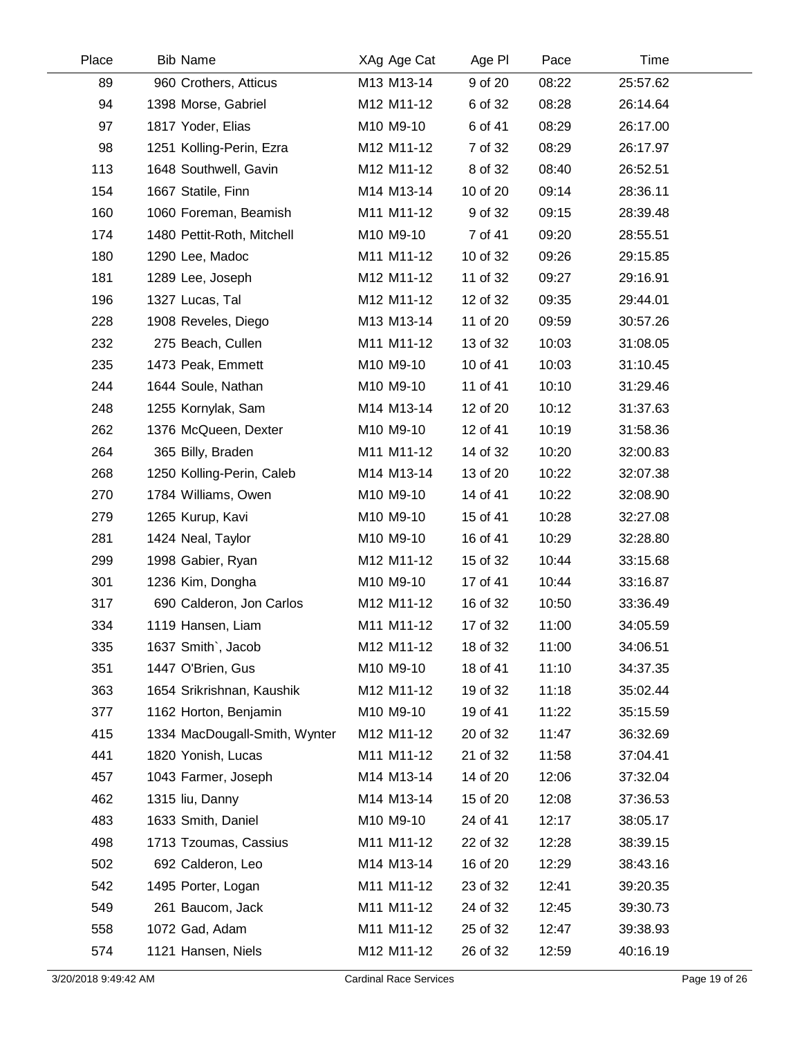| Place | Bib | Name | XAg | Age Cat | Age Pl | Pace | Time |
|---|---|---|---|---|---|---|---|
| 89 | 960 | Crothers, Atticus | M13 | M13-14 | 9 of 20 | 08:22 | 25:57.62 |
| 94 | 1398 | Morse, Gabriel | M12 | M11-12 | 6 of 32 | 08:28 | 26:14.64 |
| 97 | 1817 | Yoder, Elias | M10 | M9-10 | 6 of 41 | 08:29 | 26:17.00 |
| 98 | 1251 | Kolling-Perin, Ezra | M12 | M11-12 | 7 of 32 | 08:29 | 26:17.97 |
| 113 | 1648 | Southwell, Gavin | M12 | M11-12 | 8 of 32 | 08:40 | 26:52.51 |
| 154 | 1667 | Statile, Finn | M14 | M13-14 | 10 of 20 | 09:14 | 28:36.11 |
| 160 | 1060 | Foreman, Beamish | M11 | M11-12 | 9 of 32 | 09:15 | 28:39.48 |
| 174 | 1480 | Pettit-Roth, Mitchell | M10 | M9-10 | 7 of 41 | 09:20 | 28:55.51 |
| 180 | 1290 | Lee, Madoc | M11 | M11-12 | 10 of 32 | 09:26 | 29:15.85 |
| 181 | 1289 | Lee, Joseph | M12 | M11-12 | 11 of 32 | 09:27 | 29:16.91 |
| 196 | 1327 | Lucas, Tal | M12 | M11-12 | 12 of 32 | 09:35 | 29:44.01 |
| 228 | 1908 | Reveles, Diego | M13 | M13-14 | 11 of 20 | 09:59 | 30:57.26 |
| 232 | 275 | Beach, Cullen | M11 | M11-12 | 13 of 32 | 10:03 | 31:08.05 |
| 235 | 1473 | Peak, Emmett | M10 | M9-10 | 10 of 41 | 10:03 | 31:10.45 |
| 244 | 1644 | Soule, Nathan | M10 | M9-10 | 11 of 41 | 10:10 | 31:29.46 |
| 248 | 1255 | Kornylak, Sam | M14 | M13-14 | 12 of 20 | 10:12 | 31:37.63 |
| 262 | 1376 | McQueen, Dexter | M10 | M9-10 | 12 of 41 | 10:19 | 31:58.36 |
| 264 | 365 | Billy, Braden | M11 | M11-12 | 14 of 32 | 10:20 | 32:00.83 |
| 268 | 1250 | Kolling-Perin, Caleb | M14 | M13-14 | 13 of 20 | 10:22 | 32:07.38 |
| 270 | 1784 | Williams, Owen | M10 | M9-10 | 14 of 41 | 10:22 | 32:08.90 |
| 279 | 1265 | Kurup, Kavi | M10 | M9-10 | 15 of 41 | 10:28 | 32:27.08 |
| 281 | 1424 | Neal, Taylor | M10 | M9-10 | 16 of 41 | 10:29 | 32:28.80 |
| 299 | 1998 | Gabier, Ryan | M12 | M11-12 | 15 of 32 | 10:44 | 33:15.68 |
| 301 | 1236 | Kim, Dongha | M10 | M9-10 | 17 of 41 | 10:44 | 33:16.87 |
| 317 | 690 | Calderon, Jon Carlos | M12 | M11-12 | 16 of 32 | 10:50 | 33:36.49 |
| 334 | 1119 | Hansen, Liam | M11 | M11-12 | 17 of 32 | 11:00 | 34:05.59 |
| 335 | 1637 | Smith`, Jacob | M12 | M11-12 | 18 of 32 | 11:00 | 34:06.51 |
| 351 | 1447 | O'Brien, Gus | M10 | M9-10 | 18 of 41 | 11:10 | 34:37.35 |
| 363 | 1654 | Srikrishnan, Kaushik | M12 | M11-12 | 19 of 32 | 11:18 | 35:02.44 |
| 377 | 1162 | Horton, Benjamin | M10 | M9-10 | 19 of 41 | 11:22 | 35:15.59 |
| 415 | 1334 | MacDougall-Smith, Wynter | M12 | M11-12 | 20 of 32 | 11:47 | 36:32.69 |
| 441 | 1820 | Yonish, Lucas | M11 | M11-12 | 21 of 32 | 11:58 | 37:04.41 |
| 457 | 1043 | Farmer, Joseph | M14 | M13-14 | 14 of 20 | 12:06 | 37:32.04 |
| 462 | 1315 | liu, Danny | M14 | M13-14 | 15 of 20 | 12:08 | 37:36.53 |
| 483 | 1633 | Smith, Daniel | M10 | M9-10 | 24 of 41 | 12:17 | 38:05.17 |
| 498 | 1713 | Tzoumas, Cassius | M11 | M11-12 | 22 of 32 | 12:28 | 38:39.15 |
| 502 | 692 | Calderon, Leo | M14 | M13-14 | 16 of 20 | 12:29 | 38:43.16 |
| 542 | 1495 | Porter, Logan | M11 | M11-12 | 23 of 32 | 12:41 | 39:20.35 |
| 549 | 261 | Baucom, Jack | M11 | M11-12 | 24 of 32 | 12:45 | 39:30.73 |
| 558 | 1072 | Gad, Adam | M11 | M11-12 | 25 of 32 | 12:47 | 39:38.93 |
| 574 | 1121 | Hansen, Niels | M12 | M11-12 | 26 of 32 | 12:59 | 40:16.19 |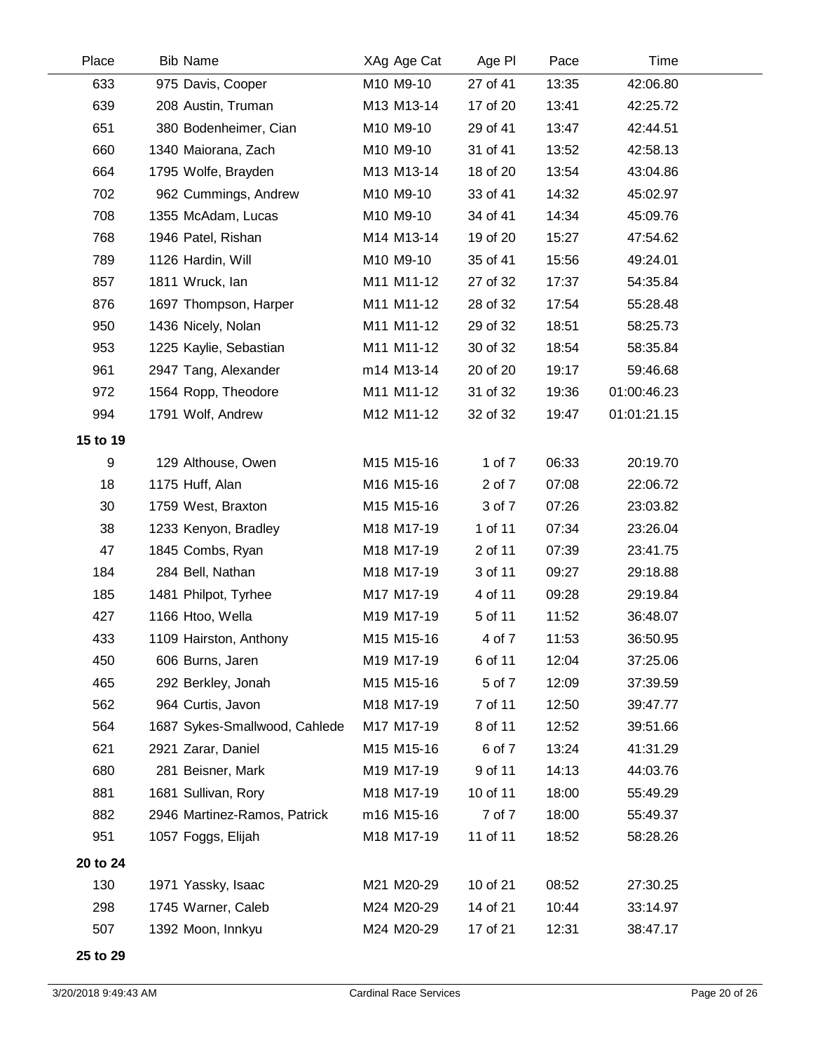| Place | Bib | Name | XAg | Age Cat | Age Pl | Pace | Time |
|---|---|---|---|---|---|---|---|
| 633 | 975 | Davis, Cooper | M10 | M9-10 | 27 of 41 | 13:35 | 42:06.80 |
| 639 | 208 | Austin, Truman | M13 | M13-14 | 17 of 20 | 13:41 | 42:25.72 |
| 651 | 380 | Bodenheimer, Cian | M10 | M9-10 | 29 of 41 | 13:47 | 42:44.51 |
| 660 | 1340 | Maiorana, Zach | M10 | M9-10 | 31 of 41 | 13:52 | 42:58.13 |
| 664 | 1795 | Wolfe, Brayden | M13 | M13-14 | 18 of 20 | 13:54 | 43:04.86 |
| 702 | 962 | Cummings, Andrew | M10 | M9-10 | 33 of 41 | 14:32 | 45:02.97 |
| 708 | 1355 | McAdam, Lucas | M10 | M9-10 | 34 of 41 | 14:34 | 45:09.76 |
| 768 | 1946 | Patel, Rishan | M14 | M13-14 | 19 of 20 | 15:27 | 47:54.62 |
| 789 | 1126 | Hardin, Will | M10 | M9-10 | 35 of 41 | 15:56 | 49:24.01 |
| 857 | 1811 | Wruck, Ian | M11 | M11-12 | 27 of 32 | 17:37 | 54:35.84 |
| 876 | 1697 | Thompson, Harper | M11 | M11-12 | 28 of 32 | 17:54 | 55:28.48 |
| 950 | 1436 | Nicely, Nolan | M11 | M11-12 | 29 of 32 | 18:51 | 58:25.73 |
| 953 | 1225 | Kaylie, Sebastian | M11 | M11-12 | 30 of 32 | 18:54 | 58:35.84 |
| 961 | 2947 | Tang, Alexander | m14 | M13-14 | 20 of 20 | 19:17 | 59:46.68 |
| 972 | 1564 | Ropp, Theodore | M11 | M11-12 | 31 of 32 | 19:36 | 01:00:46.23 |
| 994 | 1791 | Wolf, Andrew | M12 | M11-12 | 32 of 32 | 19:47 | 01:01:21.15 |
| **15 to 19** | | | | | | | |
| 9 | 129 | Althouse, Owen | M15 | M15-16 | 1 of 7 | 06:33 | 20:19.70 |
| 18 | 1175 | Huff, Alan | M16 | M15-16 | 2 of 7 | 07:08 | 22:06.72 |
| 30 | 1759 | West, Braxton | M15 | M15-16 | 3 of 7 | 07:26 | 23:03.82 |
| 38 | 1233 | Kenyon, Bradley | M18 | M17-19 | 1 of 11 | 07:34 | 23:26.04 |
| 47 | 1845 | Combs, Ryan | M18 | M17-19 | 2 of 11 | 07:39 | 23:41.75 |
| 184 | 284 | Bell, Nathan | M18 | M17-19 | 3 of 11 | 09:27 | 29:18.88 |
| 185 | 1481 | Philpot, Tyrhee | M17 | M17-19 | 4 of 11 | 09:28 | 29:19.84 |
| 427 | 1166 | Htoo, Wella | M19 | M17-19 | 5 of 11 | 11:52 | 36:48.07 |
| 433 | 1109 | Hairston, Anthony | M15 | M15-16 | 4 of 7 | 11:53 | 36:50.95 |
| 450 | 606 | Burns, Jaren | M19 | M17-19 | 6 of 11 | 12:04 | 37:25.06 |
| 465 | 292 | Berkley, Jonah | M15 | M15-16 | 5 of 7 | 12:09 | 37:39.59 |
| 562 | 964 | Curtis, Javon | M18 | M17-19 | 7 of 11 | 12:50 | 39:47.77 |
| 564 | 1687 | Sykes-Smallwood, Cahlede | M17 | M17-19 | 8 of 11 | 12:52 | 39:51.66 |
| 621 | 2921 | Zarar, Daniel | M15 | M15-16 | 6 of 7 | 13:24 | 41:31.29 |
| 680 | 281 | Beisner, Mark | M19 | M17-19 | 9 of 11 | 14:13 | 44:03.76 |
| 881 | 1681 | Sullivan, Rory | M18 | M17-19 | 10 of 11 | 18:00 | 55:49.29 |
| 882 | 2946 | Martinez-Ramos, Patrick | m16 | M15-16 | 7 of 7 | 18:00 | 55:49.37 |
| 951 | 1057 | Foggs, Elijah | M18 | M17-19 | 11 of 11 | 18:52 | 58:28.26 |
| **20 to 24** | | | | | | | |
| 130 | 1971 | Yassky, Isaac | M21 | M20-29 | 10 of 21 | 08:52 | 27:30.25 |
| 298 | 1745 | Warner, Caleb | M24 | M20-29 | 14 of 21 | 10:44 | 33:14.97 |
| 507 | 1392 | Moon, Innkyu | M24 | M20-29 | 17 of 21 | 12:31 | 38:47.17 |

**25 to 29**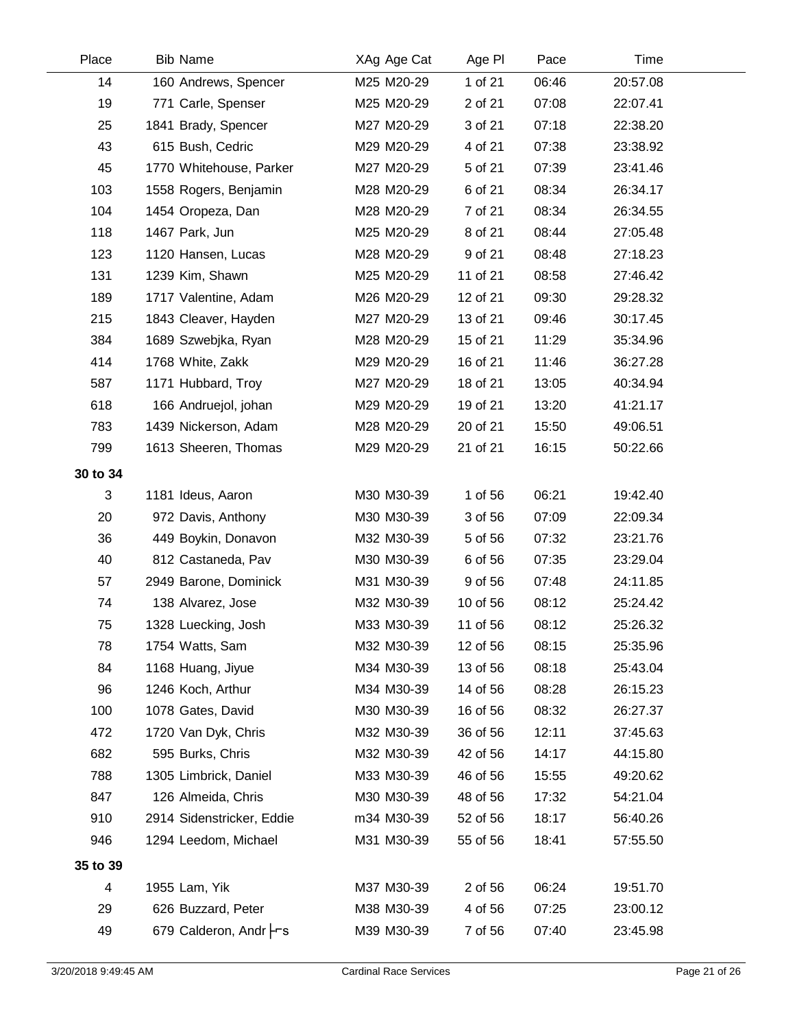| Place | Bib | Name | XAg | Age Cat | Age Pl | Pace | Time |
|---|---|---|---|---|---|---|---|
| 14 | 160 | Andrews, Spencer | M25 | M20-29 | 1 of 21 | 06:46 | 20:57.08 |
| 19 | 771 | Carle, Spenser | M25 | M20-29 | 2 of 21 | 07:08 | 22:07.41 |
| 25 | 1841 | Brady, Spencer | M27 | M20-29 | 3 of 21 | 07:18 | 22:38.20 |
| 43 | 615 | Bush, Cedric | M29 | M20-29 | 4 of 21 | 07:38 | 23:38.92 |
| 45 | 1770 | Whitehouse, Parker | M27 | M20-29 | 5 of 21 | 07:39 | 23:41.46 |
| 103 | 1558 | Rogers, Benjamin | M28 | M20-29 | 6 of 21 | 08:34 | 26:34.17 |
| 104 | 1454 | Oropeza, Dan | M28 | M20-29 | 7 of 21 | 08:34 | 26:34.55 |
| 118 | 1467 | Park, Jun | M25 | M20-29 | 8 of 21 | 08:44 | 27:05.48 |
| 123 | 1120 | Hansen, Lucas | M28 | M20-29 | 9 of 21 | 08:48 | 27:18.23 |
| 131 | 1239 | Kim, Shawn | M25 | M20-29 | 11 of 21 | 08:58 | 27:46.42 |
| 189 | 1717 | Valentine, Adam | M26 | M20-29 | 12 of 21 | 09:30 | 29:28.32 |
| 215 | 1843 | Cleaver, Hayden | M27 | M20-29 | 13 of 21 | 09:46 | 30:17.45 |
| 384 | 1689 | Szwebjka, Ryan | M28 | M20-29 | 15 of 21 | 11:29 | 35:34.96 |
| 414 | 1768 | White, Zakk | M29 | M20-29 | 16 of 21 | 11:46 | 36:27.28 |
| 587 | 1171 | Hubbard, Troy | M27 | M20-29 | 18 of 21 | 13:05 | 40:34.94 |
| 618 | 166 | Andruejol, johan | M29 | M20-29 | 19 of 21 | 13:20 | 41:21.17 |
| 783 | 1439 | Nickerson, Adam | M28 | M20-29 | 20 of 21 | 15:50 | 49:06.51 |
| 799 | 1613 | Sheeren, Thomas | M29 | M20-29 | 21 of 21 | 16:15 | 50:22.66 |
| **30 to 34** | | | | | | | |
| 3 | 1181 | Ideus, Aaron | M30 | M30-39 | 1 of 56 | 06:21 | 19:42.40 |
| 20 | 972 | Davis, Anthony | M30 | M30-39 | 3 of 56 | 07:09 | 22:09.34 |
| 36 | 449 | Boykin, Donavon | M32 | M30-39 | 5 of 56 | 07:32 | 23:21.76 |
| 40 | 812 | Castaneda, Pav | M30 | M30-39 | 6 of 56 | 07:35 | 23:29.04 |
| 57 | 2949 | Barone, Dominick | M31 | M30-39 | 9 of 56 | 07:48 | 24:11.85 |
| 74 | 138 | Alvarez, Jose | M32 | M30-39 | 10 of 56 | 08:12 | 25:24.42 |
| 75 | 1328 | Luecking, Josh | M33 | M30-39 | 11 of 56 | 08:12 | 25:26.32 |
| 78 | 1754 | Watts, Sam | M32 | M30-39 | 12 of 56 | 08:15 | 25:35.96 |
| 84 | 1168 | Huang, Jiyue | M34 | M30-39 | 13 of 56 | 08:18 | 25:43.04 |
| 96 | 1246 | Koch, Arthur | M34 | M30-39 | 14 of 56 | 08:28 | 26:15.23 |
| 100 | 1078 | Gates, David | M30 | M30-39 | 16 of 56 | 08:32 | 26:27.37 |
| 472 | 1720 | Van Dyk, Chris | M32 | M30-39 | 36 of 56 | 12:11 | 37:45.63 |
| 682 | 595 | Burks, Chris | M32 | M30-39 | 42 of 56 | 14:17 | 44:15.80 |
| 788 | 1305 | Limbrick, Daniel | M33 | M30-39 | 46 of 56 | 15:55 | 49:20.62 |
| 847 | 126 | Almeida, Chris | M30 | M30-39 | 48 of 56 | 17:32 | 54:21.04 |
| 910 | 2914 | Sidenstricker, Eddie | m34 | M30-39 | 52 of 56 | 18:17 | 56:40.26 |
| 946 | 1294 | Leedom, Michael | M31 | M30-39 | 55 of 56 | 18:41 | 57:55.50 |
| **35 to 39** | | | | | | | |
| 4 | 1955 | Lam, Yik | M37 | M30-39 | 2 of 56 | 06:24 | 19:51.70 |
| 29 | 626 | Buzzard, Peter | M38 | M30-39 | 4 of 56 | 07:25 | 23:00.12 |
| 49 | 679 | Calderon, Andr├┬s | M39 | M30-39 | 7 of 56 | 07:40 | 23:45.98 |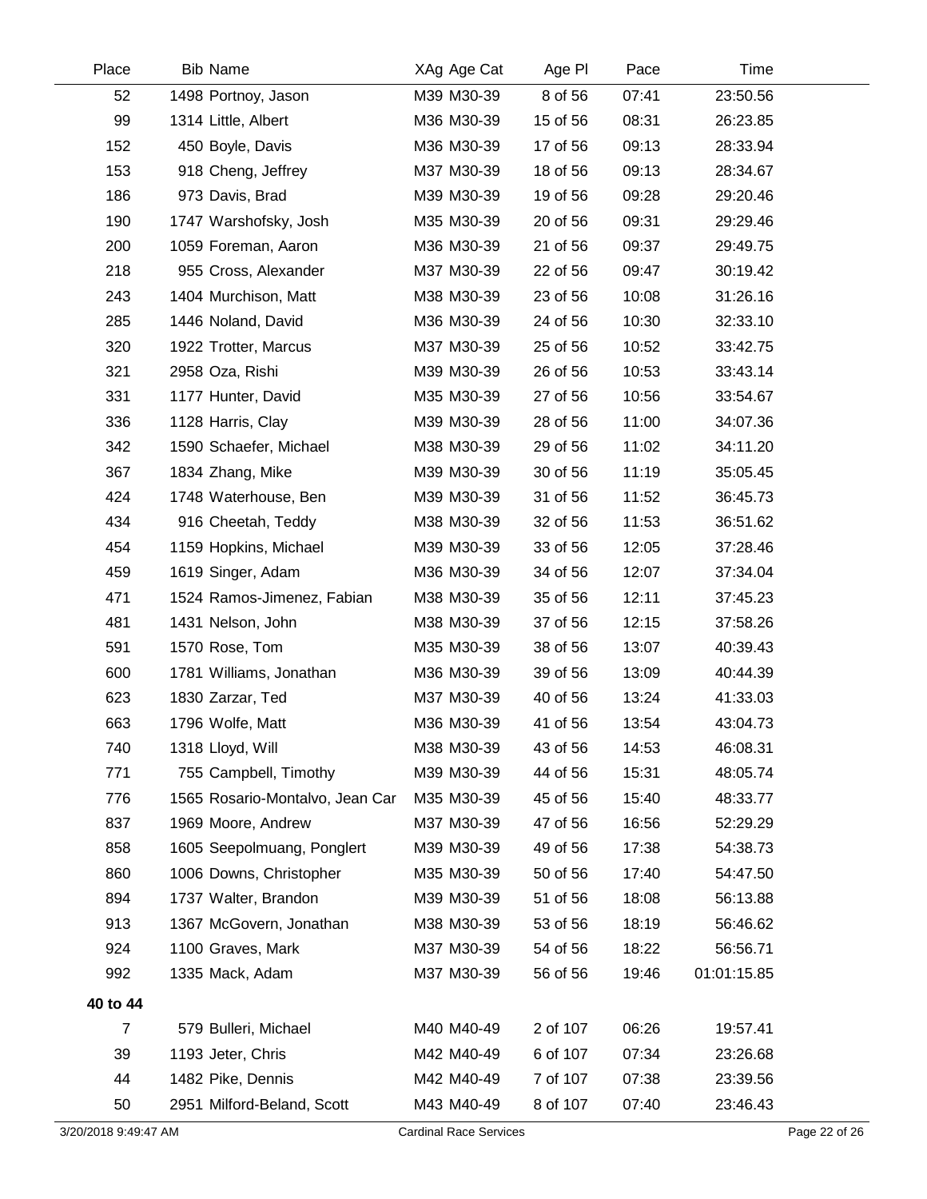| Place | Bib | Name | XAg | Age Cat | Age Pl | Pace | Time |
|---|---|---|---|---|---|---|---|
| 52 | 1498 | Portnoy, Jason | M39 | M30-39 | 8 of 56 | 07:41 | 23:50.56 |
| 99 | 1314 | Little, Albert | M36 | M30-39 | 15 of 56 | 08:31 | 26:23.85 |
| 152 | 450 | Boyle, Davis | M36 | M30-39 | 17 of 56 | 09:13 | 28:33.94 |
| 153 | 918 | Cheng, Jeffrey | M37 | M30-39 | 18 of 56 | 09:13 | 28:34.67 |
| 186 | 973 | Davis, Brad | M39 | M30-39 | 19 of 56 | 09:28 | 29:20.46 |
| 190 | 1747 | Warshofsky, Josh | M35 | M30-39 | 20 of 56 | 09:31 | 29:29.46 |
| 200 | 1059 | Foreman, Aaron | M36 | M30-39 | 21 of 56 | 09:37 | 29:49.75 |
| 218 | 955 | Cross, Alexander | M37 | M30-39 | 22 of 56 | 09:47 | 30:19.42 |
| 243 | 1404 | Murchison, Matt | M38 | M30-39 | 23 of 56 | 10:08 | 31:26.16 |
| 285 | 1446 | Noland, David | M36 | M30-39 | 24 of 56 | 10:30 | 32:33.10 |
| 320 | 1922 | Trotter, Marcus | M37 | M30-39 | 25 of 56 | 10:52 | 33:42.75 |
| 321 | 2958 | Oza, Rishi | M39 | M30-39 | 26 of 56 | 10:53 | 33:43.14 |
| 331 | 1177 | Hunter, David | M35 | M30-39 | 27 of 56 | 10:56 | 33:54.67 |
| 336 | 1128 | Harris, Clay | M39 | M30-39 | 28 of 56 | 11:00 | 34:07.36 |
| 342 | 1590 | Schaefer, Michael | M38 | M30-39 | 29 of 56 | 11:02 | 34:11.20 |
| 367 | 1834 | Zhang, Mike | M39 | M30-39 | 30 of 56 | 11:19 | 35:05.45 |
| 424 | 1748 | Waterhouse, Ben | M39 | M30-39 | 31 of 56 | 11:52 | 36:45.73 |
| 434 | 916 | Cheetah, Teddy | M38 | M30-39 | 32 of 56 | 11:53 | 36:51.62 |
| 454 | 1159 | Hopkins, Michael | M39 | M30-39 | 33 of 56 | 12:05 | 37:28.46 |
| 459 | 1619 | Singer, Adam | M36 | M30-39 | 34 of 56 | 12:07 | 37:34.04 |
| 471 | 1524 | Ramos-Jimenez, Fabian | M38 | M30-39 | 35 of 56 | 12:11 | 37:45.23 |
| 481 | 1431 | Nelson, John | M38 | M30-39 | 37 of 56 | 12:15 | 37:58.26 |
| 591 | 1570 | Rose, Tom | M35 | M30-39 | 38 of 56 | 13:07 | 40:39.43 |
| 600 | 1781 | Williams, Jonathan | M36 | M30-39 | 39 of 56 | 13:09 | 40:44.39 |
| 623 | 1830 | Zarzar, Ted | M37 | M30-39 | 40 of 56 | 13:24 | 41:33.03 |
| 663 | 1796 | Wolfe, Matt | M36 | M30-39 | 41 of 56 | 13:54 | 43:04.73 |
| 740 | 1318 | Lloyd, Will | M38 | M30-39 | 43 of 56 | 14:53 | 46:08.31 |
| 771 | 755 | Campbell, Timothy | M39 | M30-39 | 44 of 56 | 15:31 | 48:05.74 |
| 776 | 1565 | Rosario-Montalvo, Jean Car | M35 | M30-39 | 45 of 56 | 15:40 | 48:33.77 |
| 837 | 1969 | Moore, Andrew | M37 | M30-39 | 47 of 56 | 16:56 | 52:29.29 |
| 858 | 1605 | Seepolmuang, Ponglert | M39 | M30-39 | 49 of 56 | 17:38 | 54:38.73 |
| 860 | 1006 | Downs, Christopher | M35 | M30-39 | 50 of 56 | 17:40 | 54:47.50 |
| 894 | 1737 | Walter, Brandon | M39 | M30-39 | 51 of 56 | 18:08 | 56:13.88 |
| 913 | 1367 | McGovern, Jonathan | M38 | M30-39 | 53 of 56 | 18:19 | 56:46.62 |
| 924 | 1100 | Graves, Mark | M37 | M30-39 | 54 of 56 | 18:22 | 56:56.71 |
| 992 | 1335 | Mack, Adam | M37 | M30-39 | 56 of 56 | 19:46 | 01:01:15.85 |
| **40 to 44** | | | | | | | |
| 7 | 579 | Bulleri, Michael | M40 | M40-49 | 2 of 107 | 06:26 | 19:57.41 |
| 39 | 1193 | Jeter, Chris | M42 | M40-49 | 6 of 107 | 07:34 | 23:26.68 |
| 44 | 1482 | Pike, Dennis | M42 | M40-49 | 7 of 107 | 07:38 | 23:39.56 |
| 50 | 2951 | Milford-Beland, Scott | M43 | M40-49 | 8 of 107 | 07:40 | 23:46.43 |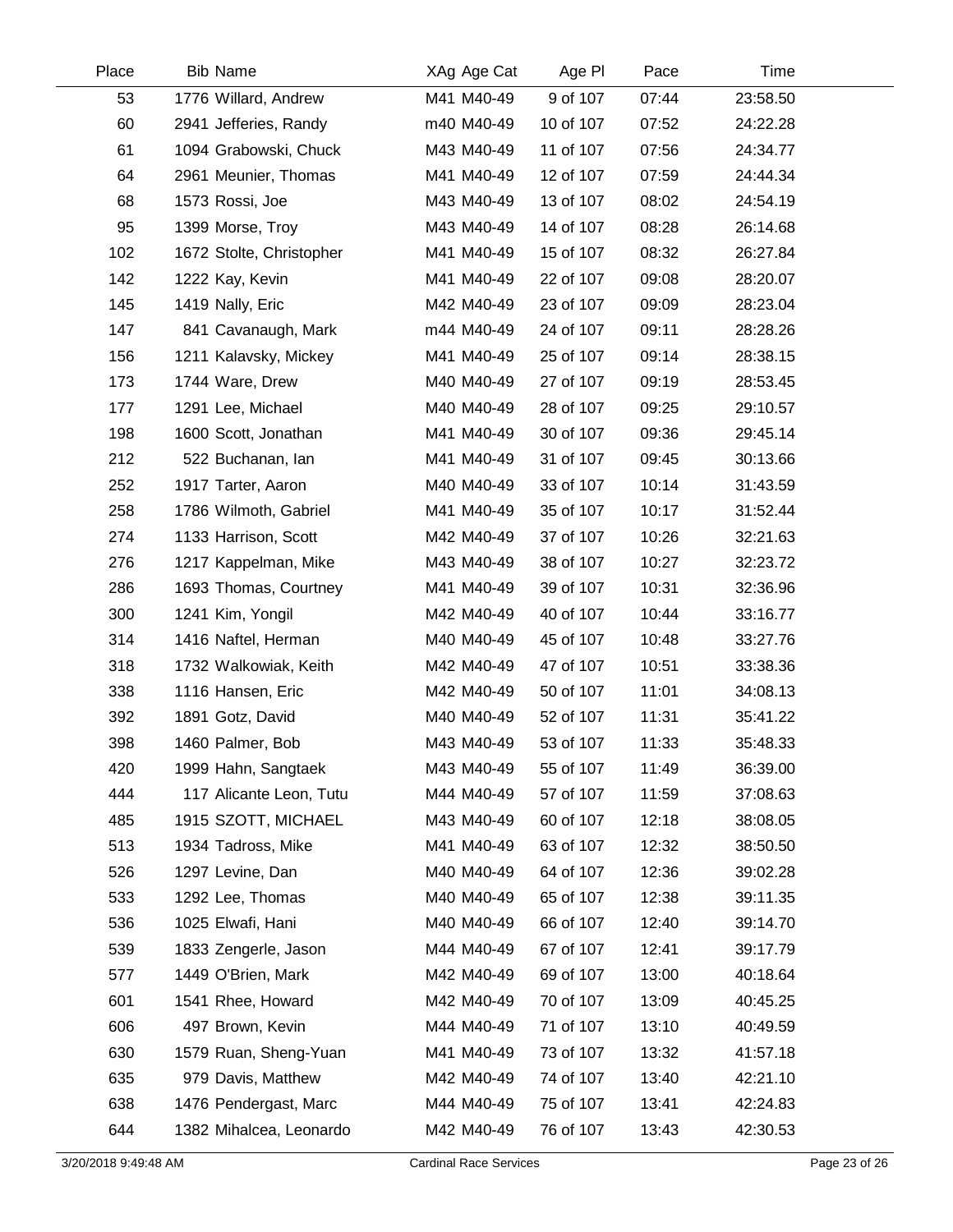| Place | Bib | Name | XAg | Age Cat | Age Pl | Pace | Time |
|---|---|---|---|---|---|---|---|
| 53 | 1776 | Willard, Andrew | M41 | M40-49 | 9 of 107 | 07:44 | 23:58.50 |
| 60 | 2941 | Jefferies, Randy | m40 | M40-49 | 10 of 107 | 07:52 | 24:22.28 |
| 61 | 1094 | Grabowski, Chuck | M43 | M40-49 | 11 of 107 | 07:56 | 24:34.77 |
| 64 | 2961 | Meunier, Thomas | M41 | M40-49 | 12 of 107 | 07:59 | 24:44.34 |
| 68 | 1573 | Rossi, Joe | M43 | M40-49 | 13 of 107 | 08:02 | 24:54.19 |
| 95 | 1399 | Morse, Troy | M43 | M40-49 | 14 of 107 | 08:28 | 26:14.68 |
| 102 | 1672 | Stolte, Christopher | M41 | M40-49 | 15 of 107 | 08:32 | 26:27.84 |
| 142 | 1222 | Kay, Kevin | M41 | M40-49 | 22 of 107 | 09:08 | 28:20.07 |
| 145 | 1419 | Nally, Eric | M42 | M40-49 | 23 of 107 | 09:09 | 28:23.04 |
| 147 | 841 | Cavanaugh, Mark | m44 | M40-49 | 24 of 107 | 09:11 | 28:28.26 |
| 156 | 1211 | Kalavsky, Mickey | M41 | M40-49 | 25 of 107 | 09:14 | 28:38.15 |
| 173 | 1744 | Ware, Drew | M40 | M40-49 | 27 of 107 | 09:19 | 28:53.45 |
| 177 | 1291 | Lee, Michael | M40 | M40-49 | 28 of 107 | 09:25 | 29:10.57 |
| 198 | 1600 | Scott, Jonathan | M41 | M40-49 | 30 of 107 | 09:36 | 29:45.14 |
| 212 | 522 | Buchanan, Ian | M41 | M40-49 | 31 of 107 | 09:45 | 30:13.66 |
| 252 | 1917 | Tarter, Aaron | M40 | M40-49 | 33 of 107 | 10:14 | 31:43.59 |
| 258 | 1786 | Wilmoth, Gabriel | M41 | M40-49 | 35 of 107 | 10:17 | 31:52.44 |
| 274 | 1133 | Harrison, Scott | M42 | M40-49 | 37 of 107 | 10:26 | 32:21.63 |
| 276 | 1217 | Kappelman, Mike | M43 | M40-49 | 38 of 107 | 10:27 | 32:23.72 |
| 286 | 1693 | Thomas, Courtney | M41 | M40-49 | 39 of 107 | 10:31 | 32:36.96 |
| 300 | 1241 | Kim, Yongil | M42 | M40-49 | 40 of 107 | 10:44 | 33:16.77 |
| 314 | 1416 | Naftel, Herman | M40 | M40-49 | 45 of 107 | 10:48 | 33:27.76 |
| 318 | 1732 | Walkowiak, Keith | M42 | M40-49 | 47 of 107 | 10:51 | 33:38.36 |
| 338 | 1116 | Hansen, Eric | M42 | M40-49 | 50 of 107 | 11:01 | 34:08.13 |
| 392 | 1891 | Gotz, David | M40 | M40-49 | 52 of 107 | 11:31 | 35:41.22 |
| 398 | 1460 | Palmer, Bob | M43 | M40-49 | 53 of 107 | 11:33 | 35:48.33 |
| 420 | 1999 | Hahn, Sangtaek | M43 | M40-49 | 55 of 107 | 11:49 | 36:39.00 |
| 444 | 117 | Alicante Leon, Tutu | M44 | M40-49 | 57 of 107 | 11:59 | 37:08.63 |
| 485 | 1915 | SZOTT, MICHAEL | M43 | M40-49 | 60 of 107 | 12:18 | 38:08.05 |
| 513 | 1934 | Tadross, Mike | M41 | M40-49 | 63 of 107 | 12:32 | 38:50.50 |
| 526 | 1297 | Levine, Dan | M40 | M40-49 | 64 of 107 | 12:36 | 39:02.28 |
| 533 | 1292 | Lee, Thomas | M40 | M40-49 | 65 of 107 | 12:38 | 39:11.35 |
| 536 | 1025 | Elwafi, Hani | M40 | M40-49 | 66 of 107 | 12:40 | 39:14.70 |
| 539 | 1833 | Zengerle, Jason | M44 | M40-49 | 67 of 107 | 12:41 | 39:17.79 |
| 577 | 1449 | O'Brien, Mark | M42 | M40-49 | 69 of 107 | 13:00 | 40:18.64 |
| 601 | 1541 | Rhee, Howard | M42 | M40-49 | 70 of 107 | 13:09 | 40:45.25 |
| 606 | 497 | Brown, Kevin | M44 | M40-49 | 71 of 107 | 13:10 | 40:49.59 |
| 630 | 1579 | Ruan, Sheng-Yuan | M41 | M40-49 | 73 of 107 | 13:32 | 41:57.18 |
| 635 | 979 | Davis, Matthew | M42 | M40-49 | 74 of 107 | 13:40 | 42:21.10 |
| 638 | 1476 | Pendergast, Marc | M44 | M40-49 | 75 of 107 | 13:41 | 42:24.83 |
| 644 | 1382 | Mihalcea, Leonardo | M42 | M40-49 | 76 of 107 | 13:43 | 42:30.53 |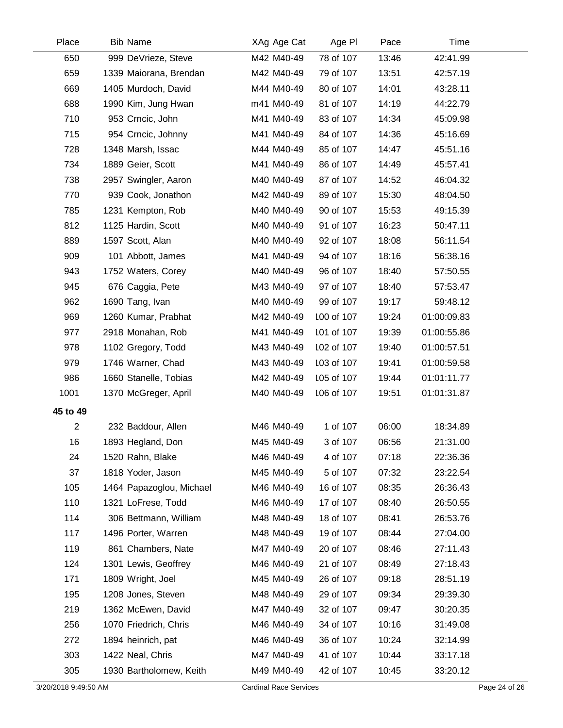| Place | Bib | Name | XAg | Age Cat | Age Pl | Pace | Time |
|---|---|---|---|---|---|---|---|
| 650 | 999 | DeVrieze, Steve | M42 | M40-49 | 78 of 107 | 13:46 | 42:41.99 |
| 659 | 1339 | Maiorana, Brendan | M42 | M40-49 | 79 of 107 | 13:51 | 42:57.19 |
| 669 | 1405 | Murdoch, David | M44 | M40-49 | 80 of 107 | 14:01 | 43:28.11 |
| 688 | 1990 | Kim, Jung Hwan | m41 | M40-49 | 81 of 107 | 14:19 | 44:22.79 |
| 710 | 953 | Crncic, John | M41 | M40-49 | 83 of 107 | 14:34 | 45:09.98 |
| 715 | 954 | Crncic, Johnny | M41 | M40-49 | 84 of 107 | 14:36 | 45:16.69 |
| 728 | 1348 | Marsh, Issac | M44 | M40-49 | 85 of 107 | 14:47 | 45:51.16 |
| 734 | 1889 | Geier, Scott | M41 | M40-49 | 86 of 107 | 14:49 | 45:57.41 |
| 738 | 2957 | Swingler, Aaron | M40 | M40-49 | 87 of 107 | 14:52 | 46:04.32 |
| 770 | 939 | Cook, Jonathon | M42 | M40-49 | 89 of 107 | 15:30 | 48:04.50 |
| 785 | 1231 | Kempton, Rob | M40 | M40-49 | 90 of 107 | 15:53 | 49:15.39 |
| 812 | 1125 | Hardin, Scott | M40 | M40-49 | 91 of 107 | 16:23 | 50:47.11 |
| 889 | 1597 | Scott, Alan | M40 | M40-49 | 92 of 107 | 18:08 | 56:11.54 |
| 909 | 101 | Abbott, James | M41 | M40-49 | 94 of 107 | 18:16 | 56:38.16 |
| 943 | 1752 | Waters, Corey | M40 | M40-49 | 96 of 107 | 18:40 | 57:50.55 |
| 945 | 676 | Caggia, Pete | M43 | M40-49 | 97 of 107 | 18:40 | 57:53.47 |
| 962 | 1690 | Tang, Ivan | M40 | M40-49 | 99 of 107 | 19:17 | 59:48.12 |
| 969 | 1260 | Kumar, Prabhat | M42 | M40-49 | 100 of 107 | 19:24 | 01:00:09.83 |
| 977 | 2918 | Monahan, Rob | M41 | M40-49 | 101 of 107 | 19:39 | 01:00:55.86 |
| 978 | 1102 | Gregory, Todd | M43 | M40-49 | 102 of 107 | 19:40 | 01:00:57.51 |
| 979 | 1746 | Warner, Chad | M43 | M40-49 | 103 of 107 | 19:41 | 01:00:59.58 |
| 986 | 1660 | Stanelle, Tobias | M42 | M40-49 | 105 of 107 | 19:44 | 01:01:11.77 |
| 1001 | 1370 | McGreger, April | M40 | M40-49 | 106 of 107 | 19:51 | 01:01:31.87 |
| **45 to 49** | | | | | | | |
| 2 | 232 | Baddour, Allen | M46 | M40-49 | 1 of 107 | 06:00 | 18:34.89 |
| 16 | 1893 | Hegland, Don | M45 | M40-49 | 3 of 107 | 06:56 | 21:31.00 |
| 24 | 1520 | Rahn, Blake | M46 | M40-49 | 4 of 107 | 07:18 | 22:36.36 |
| 37 | 1818 | Yoder, Jason | M45 | M40-49 | 5 of 107 | 07:32 | 23:22.54 |
| 105 | 1464 | Papazoglou, Michael | M46 | M40-49 | 16 of 107 | 08:35 | 26:36.43 |
| 110 | 1321 | LoFrese, Todd | M46 | M40-49 | 17 of 107 | 08:40 | 26:50.55 |
| 114 | 306 | Bettmann, William | M48 | M40-49 | 18 of 107 | 08:41 | 26:53.76 |
| 117 | 1496 | Porter, Warren | M48 | M40-49 | 19 of 107 | 08:44 | 27:04.00 |
| 119 | 861 | Chambers, Nate | M47 | M40-49 | 20 of 107 | 08:46 | 27:11.43 |
| 124 | 1301 | Lewis, Geoffrey | M46 | M40-49 | 21 of 107 | 08:49 | 27:18.43 |
| 171 | 1809 | Wright, Joel | M45 | M40-49 | 26 of 107 | 09:18 | 28:51.19 |
| 195 | 1208 | Jones, Steven | M48 | M40-49 | 29 of 107 | 09:34 | 29:39.30 |
| 219 | 1362 | McEwen, David | M47 | M40-49 | 32 of 107 | 09:47 | 30:20.35 |
| 256 | 1070 | Friedrich, Chris | M46 | M40-49 | 34 of 107 | 10:16 | 31:49.08 |
| 272 | 1894 | heinrich, pat | M46 | M40-49 | 36 of 107 | 10:24 | 32:14.99 |
| 303 | 1422 | Neal, Chris | M47 | M40-49 | 41 of 107 | 10:44 | 33:17.18 |
| 305 | 1930 | Bartholomew, Keith | M49 | M40-49 | 42 of 107 | 10:45 | 33:20.12 |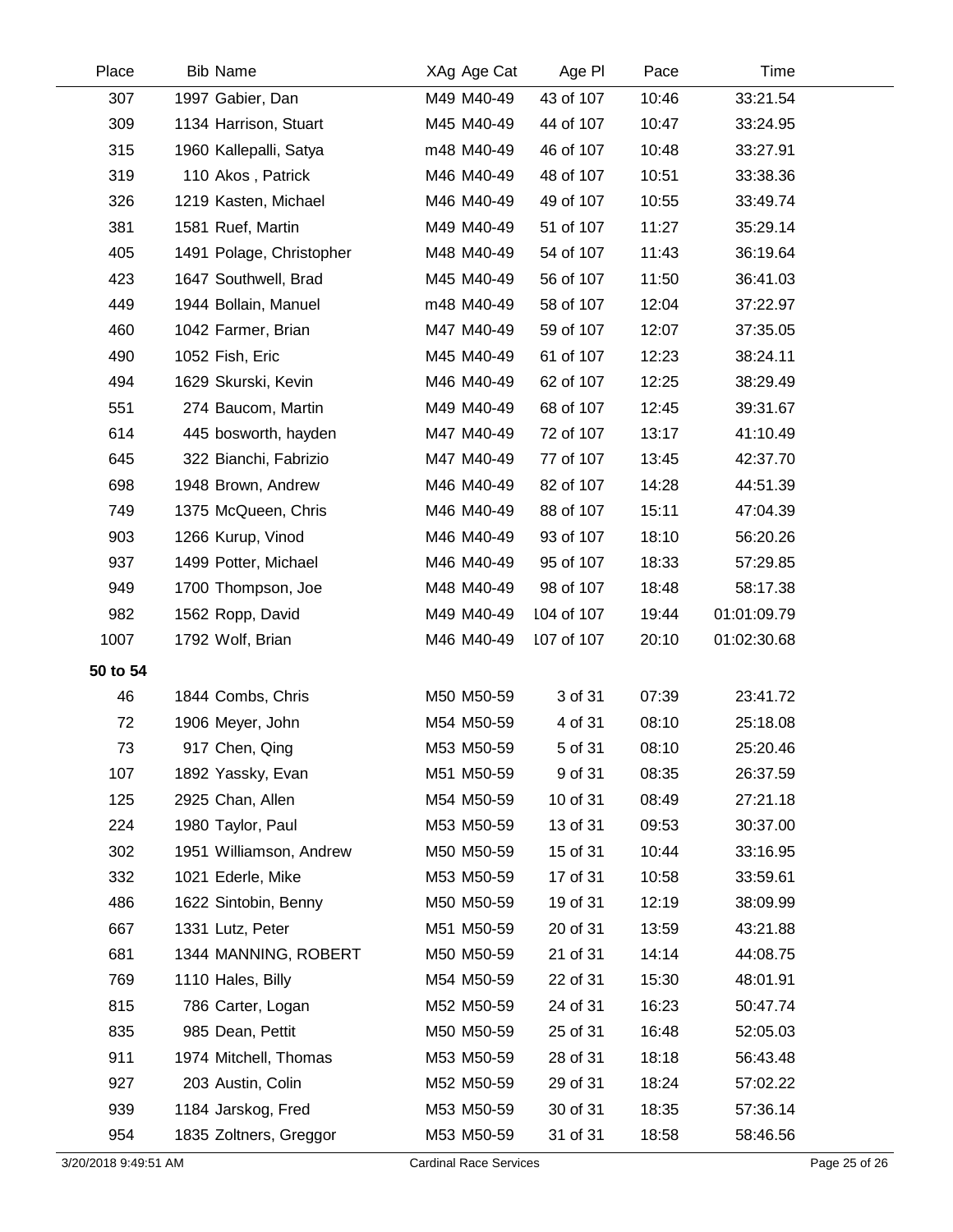| Place | Bib Name | XAg Age Cat | Age Pl | Pace | Time |
|---|---|---|---|---|---|
| 307 | 1997 Gabier, Dan | M49 M40-49 | 43 of 107 | 10:46 | 33:21.54 |
| 309 | 1134 Harrison, Stuart | M45 M40-49 | 44 of 107 | 10:47 | 33:24.95 |
| 315 | 1960 Kallepalli, Satya | m48 M40-49 | 46 of 107 | 10:48 | 33:27.91 |
| 319 | 110 Akos , Patrick | M46 M40-49 | 48 of 107 | 10:51 | 33:38.36 |
| 326 | 1219 Kasten, Michael | M46 M40-49 | 49 of 107 | 10:55 | 33:49.74 |
| 381 | 1581 Ruef, Martin | M49 M40-49 | 51 of 107 | 11:27 | 35:29.14 |
| 405 | 1491 Polage, Christopher | M48 M40-49 | 54 of 107 | 11:43 | 36:19.64 |
| 423 | 1647 Southwell, Brad | M45 M40-49 | 56 of 107 | 11:50 | 36:41.03 |
| 449 | 1944 Bollain, Manuel | m48 M40-49 | 58 of 107 | 12:04 | 37:22.97 |
| 460 | 1042 Farmer, Brian | M47 M40-49 | 59 of 107 | 12:07 | 37:35.05 |
| 490 | 1052 Fish, Eric | M45 M40-49 | 61 of 107 | 12:23 | 38:24.11 |
| 494 | 1629 Skurski, Kevin | M46 M40-49 | 62 of 107 | 12:25 | 38:29.49 |
| 551 | 274 Baucom, Martin | M49 M40-49 | 68 of 107 | 12:45 | 39:31.67 |
| 614 | 445 bosworth, hayden | M47 M40-49 | 72 of 107 | 13:17 | 41:10.49 |
| 645 | 322 Bianchi, Fabrizio | M47 M40-49 | 77 of 107 | 13:45 | 42:37.70 |
| 698 | 1948 Brown, Andrew | M46 M40-49 | 82 of 107 | 14:28 | 44:51.39 |
| 749 | 1375 McQueen, Chris | M46 M40-49 | 88 of 107 | 15:11 | 47:04.39 |
| 903 | 1266 Kurup, Vinod | M46 M40-49 | 93 of 107 | 18:10 | 56:20.26 |
| 937 | 1499 Potter, Michael | M46 M40-49 | 95 of 107 | 18:33 | 57:29.85 |
| 949 | 1700 Thompson, Joe | M48 M40-49 | 98 of 107 | 18:48 | 58:17.38 |
| 982 | 1562 Ropp, David | M49 M40-49 | 104 of 107 | 19:44 | 01:01:09.79 |
| 1007 | 1792 Wolf, Brian | M46 M40-49 | 107 of 107 | 20:10 | 01:02:30.68 |
| **50 to 54** | | | | | |
| 46 | 1844 Combs, Chris | M50 M50-59 | 3 of 31 | 07:39 | 23:41.72 |
| 72 | 1906 Meyer, John | M54 M50-59 | 4 of 31 | 08:10 | 25:18.08 |
| 73 | 917 Chen, Qing | M53 M50-59 | 5 of 31 | 08:10 | 25:20.46 |
| 107 | 1892 Yassky, Evan | M51 M50-59 | 9 of 31 | 08:35 | 26:37.59 |
| 125 | 2925 Chan, Allen | M54 M50-59 | 10 of 31 | 08:49 | 27:21.18 |
| 224 | 1980 Taylor, Paul | M53 M50-59 | 13 of 31 | 09:53 | 30:37.00 |
| 302 | 1951 Williamson, Andrew | M50 M50-59 | 15 of 31 | 10:44 | 33:16.95 |
| 332 | 1021 Ederle, Mike | M53 M50-59 | 17 of 31 | 10:58 | 33:59.61 |
| 486 | 1622 Sintobin, Benny | M50 M50-59 | 19 of 31 | 12:19 | 38:09.99 |
| 667 | 1331 Lutz, Peter | M51 M50-59 | 20 of 31 | 13:59 | 43:21.88 |
| 681 | 1344 MANNING, ROBERT | M50 M50-59 | 21 of 31 | 14:14 | 44:08.75 |
| 769 | 1110 Hales, Billy | M54 M50-59 | 22 of 31 | 15:30 | 48:01.91 |
| 815 | 786 Carter, Logan | M52 M50-59 | 24 of 31 | 16:23 | 50:47.74 |
| 835 | 985 Dean, Pettit | M50 M50-59 | 25 of 31 | 16:48 | 52:05.03 |
| 911 | 1974 Mitchell, Thomas | M53 M50-59 | 28 of 31 | 18:18 | 56:43.48 |
| 927 | 203 Austin, Colin | M52 M50-59 | 29 of 31 | 18:24 | 57:02.22 |
| 939 | 1184 Jarskog, Fred | M53 M50-59 | 30 of 31 | 18:35 | 57:36.14 |
| 954 | 1835 Zoltners, Greggor | M53 M50-59 | 31 of 31 | 18:58 | 58:46.56 |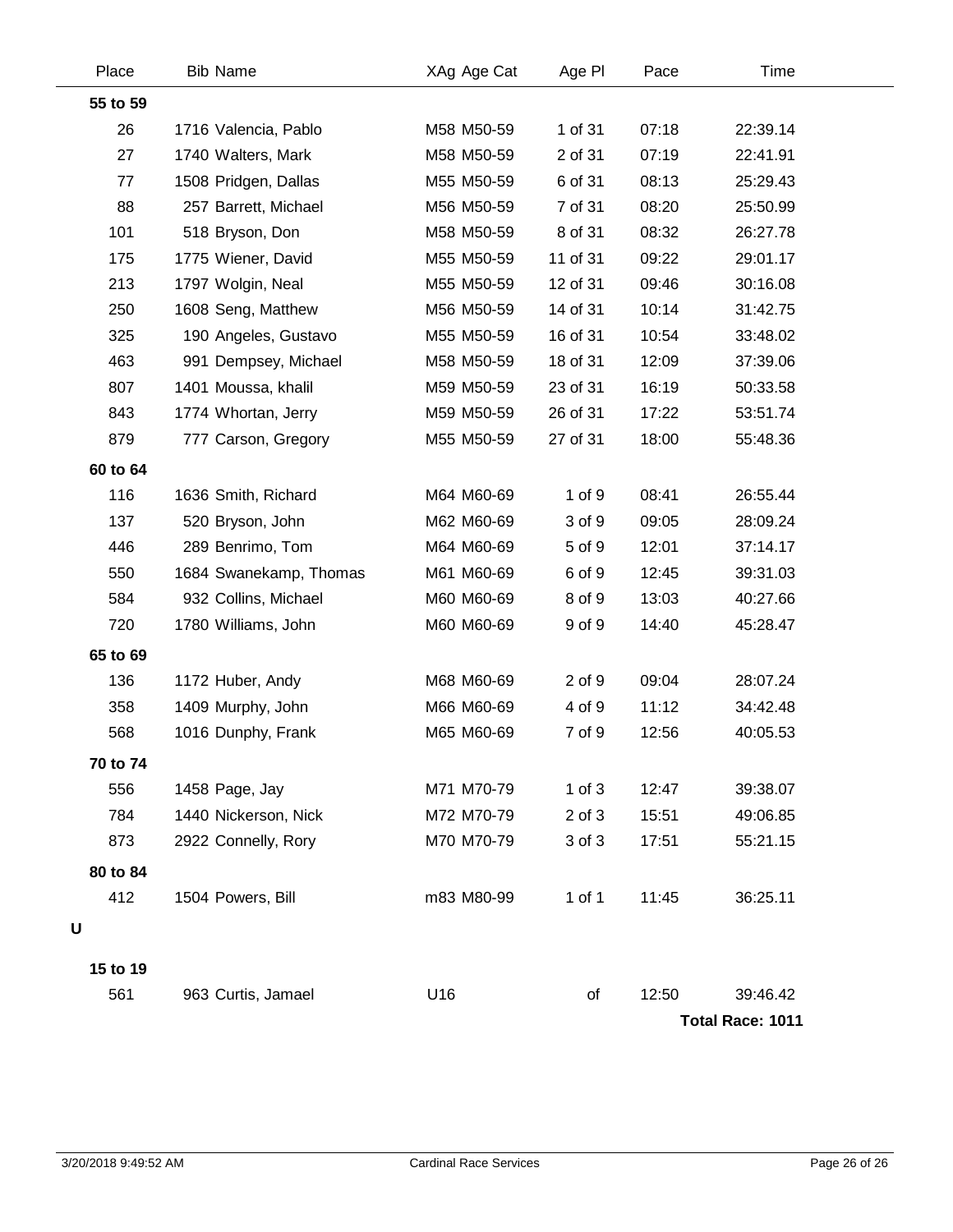| Place | Bib Name | XAg Age Cat | Age Pl | Pace | Time |
|---|---|---|---|---|---|
| **55 to 59** | | | | | |
| 26 | 1716 Valencia, Pablo | M58 M50-59 | 1 of 31 | 07:18 | 22:39.14 |
| 27 | 1740 Walters, Mark | M58 M50-59 | 2 of 31 | 07:19 | 22:41.91 |
| 77 | 1508 Pridgen, Dallas | M55 M50-59 | 6 of 31 | 08:13 | 25:29.43 |
| 88 | 257 Barrett, Michael | M56 M50-59 | 7 of 31 | 08:20 | 25:50.99 |
| 101 | 518 Bryson, Don | M58 M50-59 | 8 of 31 | 08:32 | 26:27.78 |
| 175 | 1775 Wiener, David | M55 M50-59 | 11 of 31 | 09:22 | 29:01.17 |
| 213 | 1797 Wolgin, Neal | M55 M50-59 | 12 of 31 | 09:46 | 30:16.08 |
| 250 | 1608 Seng, Matthew | M56 M50-59 | 14 of 31 | 10:14 | 31:42.75 |
| 325 | 190 Angeles, Gustavo | M55 M50-59 | 16 of 31 | 10:54 | 33:48.02 |
| 463 | 991 Dempsey, Michael | M58 M50-59 | 18 of 31 | 12:09 | 37:39.06 |
| 807 | 1401 Moussa, khalil | M59 M50-59 | 23 of 31 | 16:19 | 50:33.58 |
| 843 | 1774 Whortan, Jerry | M59 M50-59 | 26 of 31 | 17:22 | 53:51.74 |
| 879 | 777 Carson, Gregory | M55 M50-59 | 27 of 31 | 18:00 | 55:48.36 |
| **60 to 64** | | | | | |
| 116 | 1636 Smith, Richard | M64 M60-69 | 1 of 9 | 08:41 | 26:55.44 |
| 137 | 520 Bryson, John | M62 M60-69 | 3 of 9 | 09:05 | 28:09.24 |
| 446 | 289 Benrimo, Tom | M64 M60-69 | 5 of 9 | 12:01 | 37:14.17 |
| 550 | 1684 Swanekamp, Thomas | M61 M60-69 | 6 of 9 | 12:45 | 39:31.03 |
| 584 | 932 Collins, Michael | M60 M60-69 | 8 of 9 | 13:03 | 40:27.66 |
| 720 | 1780 Williams, John | M60 M60-69 | 9 of 9 | 14:40 | 45:28.47 |
| **65 to 69** | | | | | |
| 136 | 1172 Huber, Andy | M68 M60-69 | 2 of 9 | 09:04 | 28:07.24 |
| 358 | 1409 Murphy, John | M66 M60-69 | 4 of 9 | 11:12 | 34:42.48 |
| 568 | 1016 Dunphy, Frank | M65 M60-69 | 7 of 9 | 12:56 | 40:05.53 |
| **70 to 74** | | | | | |
| 556 | 1458 Page, Jay | M71 M70-79 | 1 of 3 | 12:47 | 39:38.07 |
| 784 | 1440 Nickerson, Nick | M72 M70-79 | 2 of 3 | 15:51 | 49:06.85 |
| 873 | 2922 Connelly, Rory | M70 M70-79 | 3 of 3 | 17:51 | 55:21.15 |
| **80 to 84** | | | | | |
| 412 | 1504 Powers, Bill | m83 M80-99 | 1 of 1 | 11:45 | 36:25.11 |

**U**

| Place | Bib Name | XAg Age Cat | Age Pl | Pace | Time |
|---|---|---|---|---|---|
| **15 to 19** | | | | | |
| 561 | 963 Curtis, Jamael | U16 | of | 12:50 | 39:46.42 |

**Total Race: 1011**

3/20/2018 9:49:52 AM    Cardinal Race Services